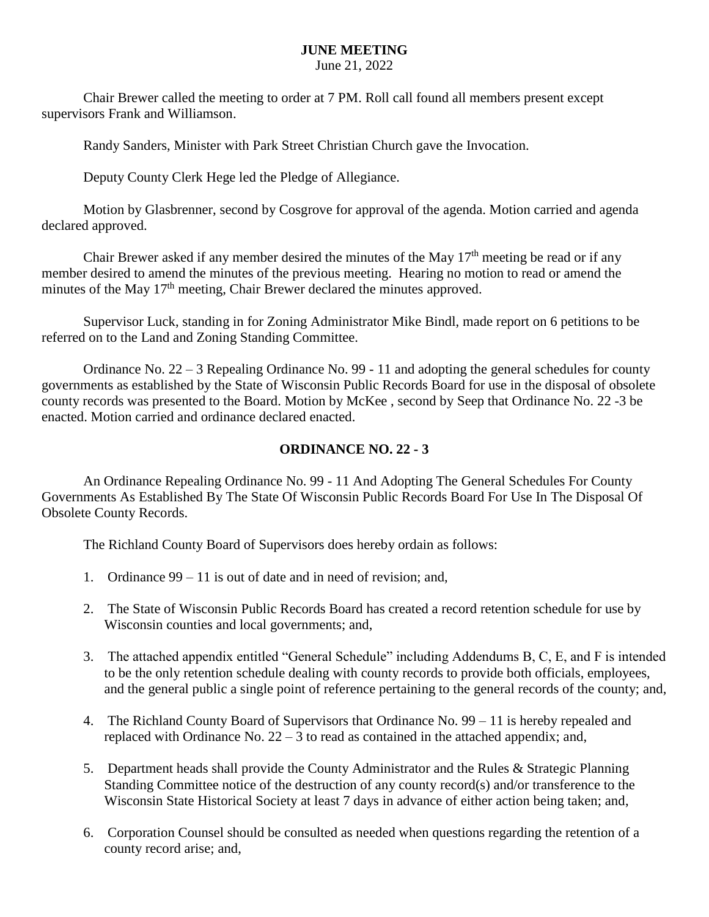# JUNE MEETING

June 21, 2022

Chair Brewer called the meeting to order at 7 PM. Roll call found all members present except supervisors Frank and Williamson.

Randy Sanders, Minister with Park Street Christian Church gave the Invocation.

Deputy County Clerk Hege led the Pledge of Allegiance.

Motion by Glasbrenner, second by Cosgrove for approval of the agenda. Motion carried and agenda declared approved.

Chair Brewer asked if any member desired the minutes of the May 17th meeting be read or if any member desired to amend the minutes of the previous meeting. Hearing no motion to read or amend the minutes of the May 17th meeting, Chair Brewer declared the minutes approved.

Supervisor Luck, standing in for Zoning Administrator Mike Bindl, made report on 6 petitions to be referred on to the Land and Zoning Standing Committee.

Ordinance No. 22 – 3 Repealing Ordinance No. 99 - 11 and adopting the general schedules for county governments as established by the State of Wisconsin Public Records Board for use in the disposal of obsolete county records was presented to the Board. Motion by McKee , second by Seep that Ordinance No. 22 -3 be enacted. Motion carried and ordinance declared enacted.

## ORDINANCE NO. 22 - 3

An Ordinance Repealing Ordinance No. 99 - 11 And Adopting The General Schedules For County Governments As Established By The State Of Wisconsin Public Records Board For Use In The Disposal Of Obsolete County Records.

The Richland County Board of Supervisors does hereby ordain as follows:

1. Ordinance 99 – 11 is out of date and in need of revision; and,
2. The State of Wisconsin Public Records Board has created a record retention schedule for use by Wisconsin counties and local governments; and,
3. The attached appendix entitled "General Schedule" including Addendums B, C, E, and F is intended to be the only retention schedule dealing with county records to provide both officials, employees, and the general public a single point of reference pertaining to the general records of the county; and,
4. The Richland County Board of Supervisors that Ordinance No. 99 – 11 is hereby repealed and replaced with Ordinance No. 22 – 3 to read as contained in the attached appendix; and,
5. Department heads shall provide the County Administrator and the Rules & Strategic Planning Standing Committee notice of the destruction of any county record(s) and/or transference to the Wisconsin State Historical Society at least 7 days in advance of either action being taken; and,
6. Corporation Counsel should be consulted as needed when questions regarding the retention of a county record arise; and,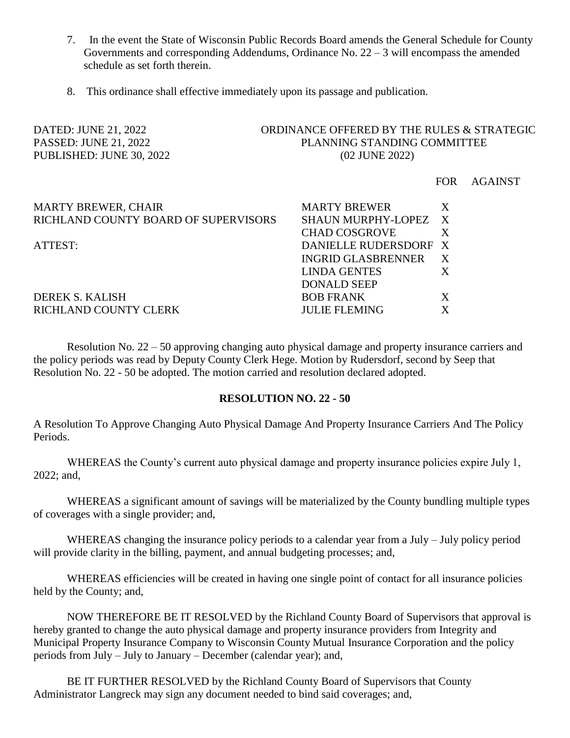7. In the event the State of Wisconsin Public Records Board amends the General Schedule for County Governments and corresponding Addendums, Ordinance No. 22 – 3 will encompass the amended schedule as set forth therein.

8. This ordinance shall effective immediately upon its passage and publication.

DATED: JUNE 21, 2022
PASSED: JUNE 21, 2022
PUBLISHED: JUNE 30, 2022

ORDINANCE OFFERED BY THE RULES & STRATEGIC PLANNING STANDING COMMITTEE
(02 JUNE 2022)

MARTY BREWER, CHAIR
RICHLAND COUNTY BOARD OF SUPERVISORS

ATTEST:

DEREK S. KALISH
RICHLAND COUNTY CLERK

| | FOR | AGAINST |
|---|---|---|
| MARTY BREWER | X | |
| SHAUN MURPHY-LOPEZ | X | |
| CHAD COSGROVE | X | |
| DANIELLE RUDERSDORF | X | |
| INGRID GLASBRENNER | X | |
| LINDA GENTES | X | |
| DONALD SEEP | | |
| BOB FRANK | X | |
| JULIE FLEMING | X | |

Resolution No. 22 – 50 approving changing auto physical damage and property insurance carriers and the policy periods was read by Deputy County Clerk Hege. Motion by Rudersdorf, second by Seep that Resolution No. 22 - 50 be adopted. The motion carried and resolution declared adopted.

**RESOLUTION NO. 22 - 50**

A Resolution To Approve Changing Auto Physical Damage And Property Insurance Carriers And The Policy Periods.

WHEREAS the County's current auto physical damage and property insurance policies expire July 1, 2022; and,

WHEREAS a significant amount of savings will be materialized by the County bundling multiple types of coverages with a single provider; and,

WHEREAS changing the insurance policy periods to a calendar year from a July – July policy period will provide clarity in the billing, payment, and annual budgeting processes; and,

WHEREAS efficiencies will be created in having one single point of contact for all insurance policies held by the County; and,

NOW THEREFORE BE IT RESOLVED by the Richland County Board of Supervisors that approval is hereby granted to change the auto physical damage and property insurance providers from Integrity and Municipal Property Insurance Company to Wisconsin County Mutual Insurance Corporation and the policy periods from July – July to January – December (calendar year); and,

BE IT FURTHER RESOLVED by the Richland County Board of Supervisors that County Administrator Langreck may sign any document needed to bind said coverages; and,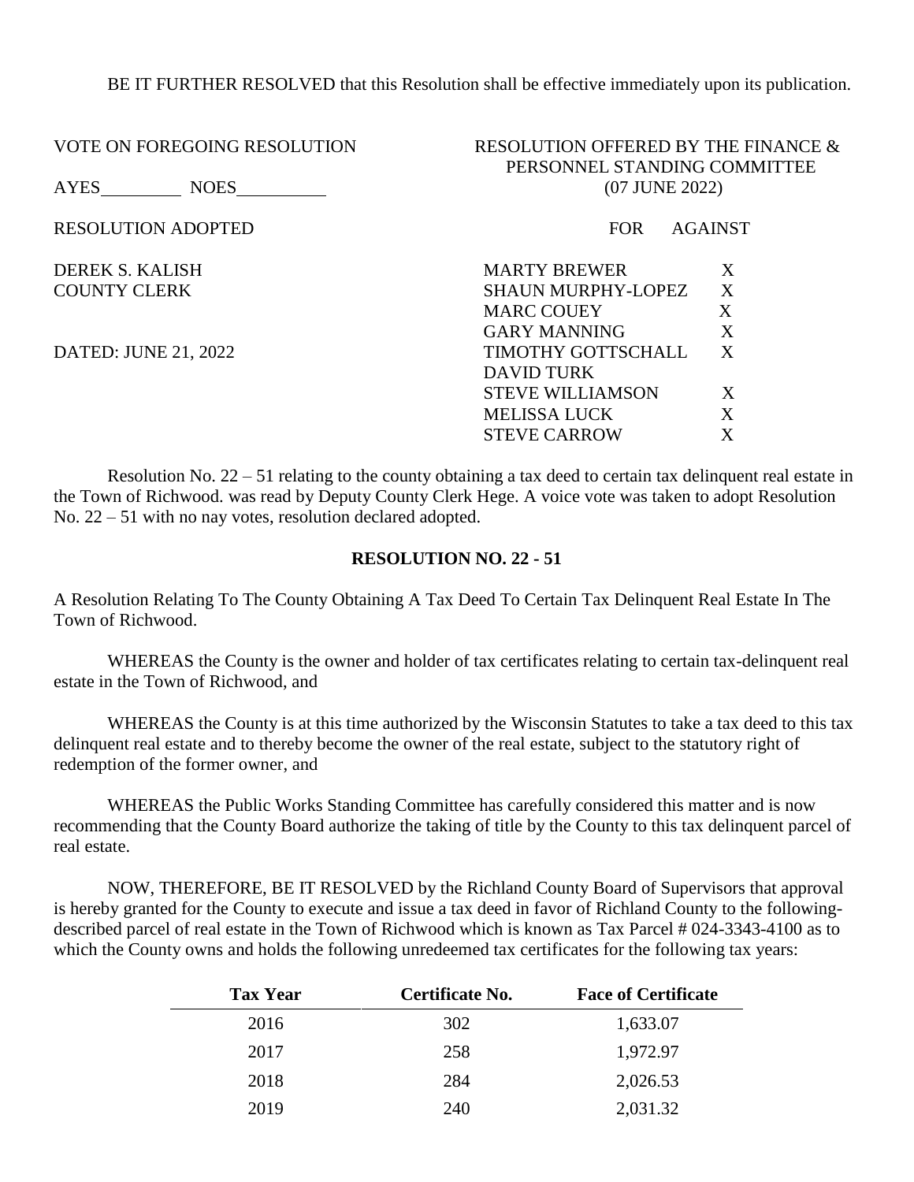BE IT FURTHER RESOLVED that this Resolution shall be effective immediately upon its publication.

VOTE ON FOREGOING RESOLUTION

AYES_________ NOES__________

RESOLUTION ADOPTED

DEREK S. KALISH
COUNTY CLERK

DATED: JUNE 21, 2022

RESOLUTION OFFERED BY THE FINANCE & PERSONNEL STANDING COMMITTEE
(07 JUNE 2022)

| | FOR | AGAINST |
|---|---|---|
| MARTY BREWER | X | |
| SHAUN MURPHY-LOPEZ | X | |
| MARC COUEY | X | |
| GARY MANNING | X | |
| TIMOTHY GOTTSCHALL | X | |
| DAVID TURK | | |
| STEVE WILLIAMSON | X | |
| MELISSA LUCK | X | |
| STEVE CARROW | X | |

Resolution No. 22 – 51 relating to the county obtaining a tax deed to certain tax delinquent real estate in the Town of Richwood. was read by Deputy County Clerk Hege. A voice vote was taken to adopt Resolution No. 22 – 51 with no nay votes, resolution declared adopted.

## RESOLUTION NO. 22 - 51

A Resolution Relating To The County Obtaining A Tax Deed To Certain Tax Delinquent Real Estate In The Town of Richwood.

WHEREAS the County is the owner and holder of tax certificates relating to certain tax-delinquent real estate in the Town of Richwood, and

WHEREAS the County is at this time authorized by the Wisconsin Statutes to take a tax deed to this tax delinquent real estate and to thereby become the owner of the real estate, subject to the statutory right of redemption of the former owner, and

WHEREAS the Public Works Standing Committee has carefully considered this matter and is now recommending that the County Board authorize the taking of title by the County to this tax delinquent parcel of real estate.

NOW, THEREFORE, BE IT RESOLVED by the Richland County Board of Supervisors that approval is hereby granted for the County to execute and issue a tax deed in favor of Richland County to the following-described parcel of real estate in the Town of Richwood which is known as Tax Parcel # 024-3343-4100 as to which the County owns and holds the following unredeemed tax certificates for the following tax years:

| Tax Year | Certificate No. | Face of Certificate |
|---|---|---|
| 2016 | 302 | 1,633.07 |
| 2017 | 258 | 1,972.97 |
| 2018 | 284 | 2,026.53 |
| 2019 | 240 | 2,031.32 |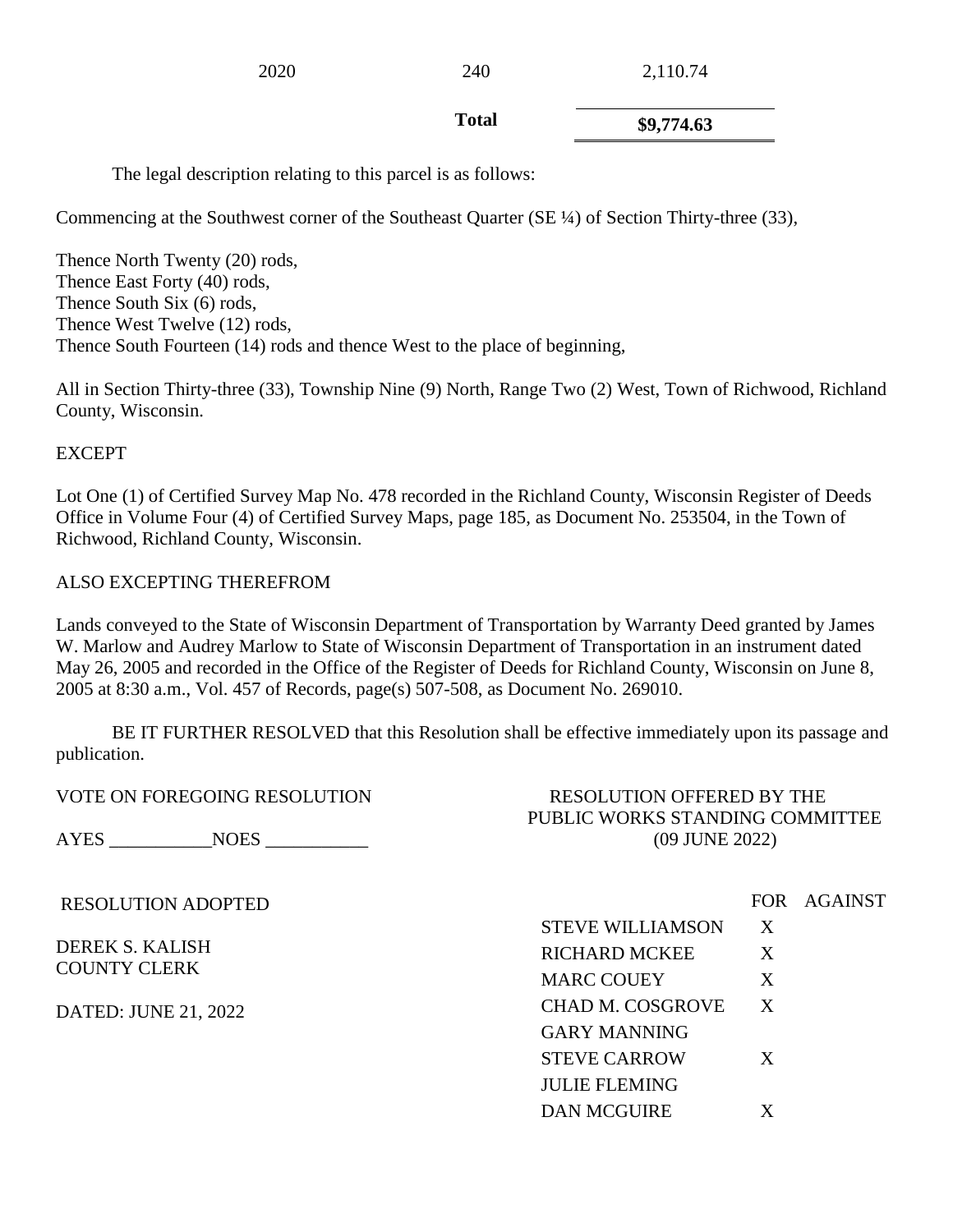| | | |
|---|---|---|
| 2020 | 240 | 2,110.74 |
| | **Total** | **$9,774.63** |

The legal description relating to this parcel is as follows:

Commencing at the Southwest corner of the Southeast Quarter (SE ¼) of Section Thirty-three (33),

Thence North Twenty (20) rods,
Thence East Forty (40) rods,
Thence South Six (6) rods,
Thence West Twelve (12) rods,
Thence South Fourteen (14) rods and thence West to the place of beginning,

All in Section Thirty-three (33), Township Nine (9) North, Range Two (2) West, Town of Richwood, Richland County, Wisconsin.

EXCEPT

Lot One (1) of Certified Survey Map No. 478 recorded in the Richland County, Wisconsin Register of Deeds Office in Volume Four (4) of Certified Survey Maps, page 185, as Document No. 253504, in the Town of Richwood, Richland County, Wisconsin.

ALSO EXCEPTING THEREFROM

Lands conveyed to the State of Wisconsin Department of Transportation by Warranty Deed granted by James W. Marlow and Audrey Marlow to State of Wisconsin Department of Transportation in an instrument dated May 26, 2005 and recorded in the Office of the Register of Deeds for Richland County, Wisconsin on June 8, 2005 at 8:30 a.m., Vol. 457 of Records, page(s) 507-508, as Document No. 269010.

BE IT FURTHER RESOLVED that this Resolution shall be effective immediately upon its passage and publication.

VOTE ON FOREGOING RESOLUTION

AYES ___________NOES ___________

RESOLUTION ADOPTED

DEREK S. KALISH
COUNTY CLERK

DATED: JUNE 21, 2022

RESOLUTION OFFERED BY THE
PUBLIC WORKS STANDING COMMITTEE
(09 JUNE 2022)

| | FOR | AGAINST |
|---|---|---|
| STEVE WILLIAMSON | X | |
| RICHARD MCKEE | X | |
| MARC COUEY | X | |
| CHAD M. COSGROVE | X | |
| GARY MANNING | | |
| STEVE CARROW | X | |
| JULIE FLEMING | | |
| DAN MCGUIRE | X | |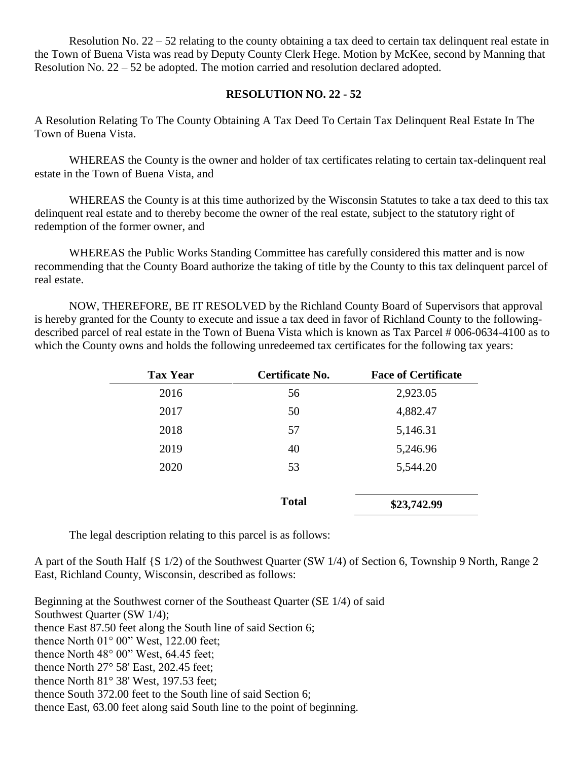Resolution No. 22 – 52 relating to the county obtaining a tax deed to certain tax delinquent real estate in the Town of Buena Vista was read by Deputy County Clerk Hege. Motion by McKee, second by Manning that Resolution No. 22 – 52 be adopted. The motion carried and resolution declared adopted.

**RESOLUTION NO. 22 - 52**

A Resolution Relating To The County Obtaining A Tax Deed To Certain Tax Delinquent Real Estate In The Town of Buena Vista.

WHEREAS the County is the owner and holder of tax certificates relating to certain tax-delinquent real estate in the Town of Buena Vista, and

WHEREAS the County is at this time authorized by the Wisconsin Statutes to take a tax deed to this tax delinquent real estate and to thereby become the owner of the real estate, subject to the statutory right of redemption of the former owner, and

WHEREAS the Public Works Standing Committee has carefully considered this matter and is now recommending that the County Board authorize the taking of title by the County to this tax delinquent parcel of real estate.

NOW, THEREFORE, BE IT RESOLVED by the Richland County Board of Supervisors that approval is hereby granted for the County to execute and issue a tax deed in favor of Richland County to the following-described parcel of real estate in the Town of Buena Vista which is known as Tax Parcel # 006-0634-4100 as to which the County owns and holds the following unredeemed tax certificates for the following tax years:

| Tax Year | Certificate No. | Face of Certificate |
|---|---|---|
| 2016 | 56 | 2,923.05 |
| 2017 | 50 | 4,882.47 |
| 2018 | 57 | 5,146.31 |
| 2019 | 40 | 5,246.96 |
| 2020 | 53 | 5,544.20 |
| | **Total** | **$23,742.99** |

The legal description relating to this parcel is as follows:

A part of the South Half {S 1/2) of the Southwest Quarter (SW 1/4) of Section 6, Township 9 North, Range 2 East, Richland County, Wisconsin, described as follows:

Beginning at the Southwest corner of the Southeast Quarter (SE 1/4) of said Southwest Quarter (SW 1/4);
thence East 87.50 feet along the South line of said Section 6;
thence North 01° 00" West, 122.00 feet;
thence North 48° 00" West, 64.45 feet;
thence North 27° 58' East, 202.45 feet;
thence North 81° 38' West, 197.53 feet;
thence South 372.00 feet to the South line of said Section 6;
thence East, 63.00 feet along said South line to the point of beginning.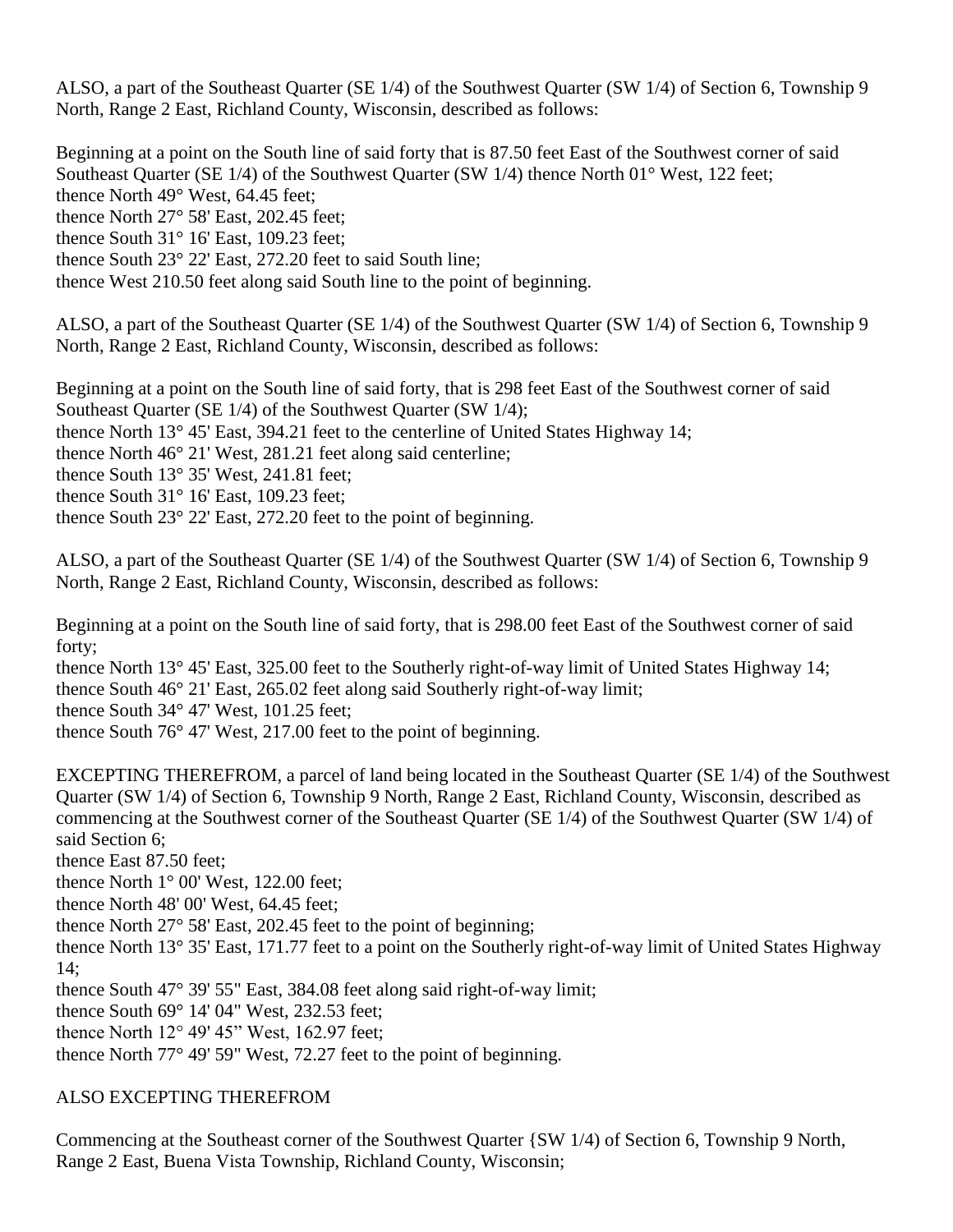ALSO, a part of the Southeast Quarter (SE 1/4) of the Southwest Quarter (SW 1/4) of Section 6, Township 9 North, Range 2 East, Richland County, Wisconsin, described as follows:

Beginning at a point on the South line of said forty that is 87.50 feet East of the Southwest corner of said Southeast Quarter (SE 1/4) of the Southwest Quarter (SW 1/4) thence North 01° West, 122 feet;
thence North 49° West, 64.45 feet;
thence North 27° 58' East, 202.45 feet;
thence South 31° 16' East, 109.23 feet;
thence South 23° 22' East, 272.20 feet to said South line;
thence West 210.50 feet along said South line to the point of beginning.

ALSO, a part of the Southeast Quarter (SE 1/4) of the Southwest Quarter (SW 1/4) of Section 6, Township 9 North, Range 2 East, Richland County, Wisconsin, described as follows:

Beginning at a point on the South line of said forty, that is 298 feet East of the Southwest corner of said Southeast Quarter (SE 1/4) of the Southwest Quarter (SW 1/4);
thence North 13° 45' East, 394.21 feet to the centerline of United States Highway 14;
thence North 46° 21' West, 281.21 feet along said centerline;
thence South 13° 35' West, 241.81 feet;
thence South 31° 16' East, 109.23 feet;
thence South 23° 22' East, 272.20 feet to the point of beginning.

ALSO, a part of the Southeast Quarter (SE 1/4) of the Southwest Quarter (SW 1/4) of Section 6, Township 9 North, Range 2 East, Richland County, Wisconsin, described as follows:

Beginning at a point on the South line of said forty, that is 298.00 feet East of the Southwest corner of said forty;
thence North 13° 45' East, 325.00 feet to the Southerly right-of-way limit of United States Highway 14;
thence South 46° 21' East, 265.02 feet along said Southerly right-of-way limit;
thence South 34° 47' West, 101.25 feet;
thence South 76° 47' West, 217.00 feet to the point of beginning.

EXCEPTING THEREFROM, a parcel of land being located in the Southeast Quarter (SE 1/4) of the Southwest Quarter (SW 1/4) of Section 6, Township 9 North, Range 2 East, Richland County, Wisconsin, described as commencing at the Southwest corner of the Southeast Quarter (SE 1/4) of the Southwest Quarter (SW 1/4) of said Section 6;
thence East 87.50 feet;
thence North 1° 00' West, 122.00 feet;
thence North 48' 00' West, 64.45 feet;
thence North 27° 58' East, 202.45 feet to the point of beginning;
thence North 13° 35' East, 171.77 feet to a point on the Southerly right-of-way limit of United States Highway 14;
thence South 47° 39' 55" East, 384.08 feet along said right-of-way limit;
thence South 69° 14' 04" West, 232.53 feet;
thence North 12° 49' 45" West, 162.97 feet;
thence North 77° 49' 59" West, 72.27 feet to the point of beginning.

ALSO EXCEPTING THEREFROM

Commencing at the Southeast corner of the Southwest Quarter {SW 1/4) of Section 6, Township 9 North, Range 2 East, Buena Vista Township, Richland County, Wisconsin;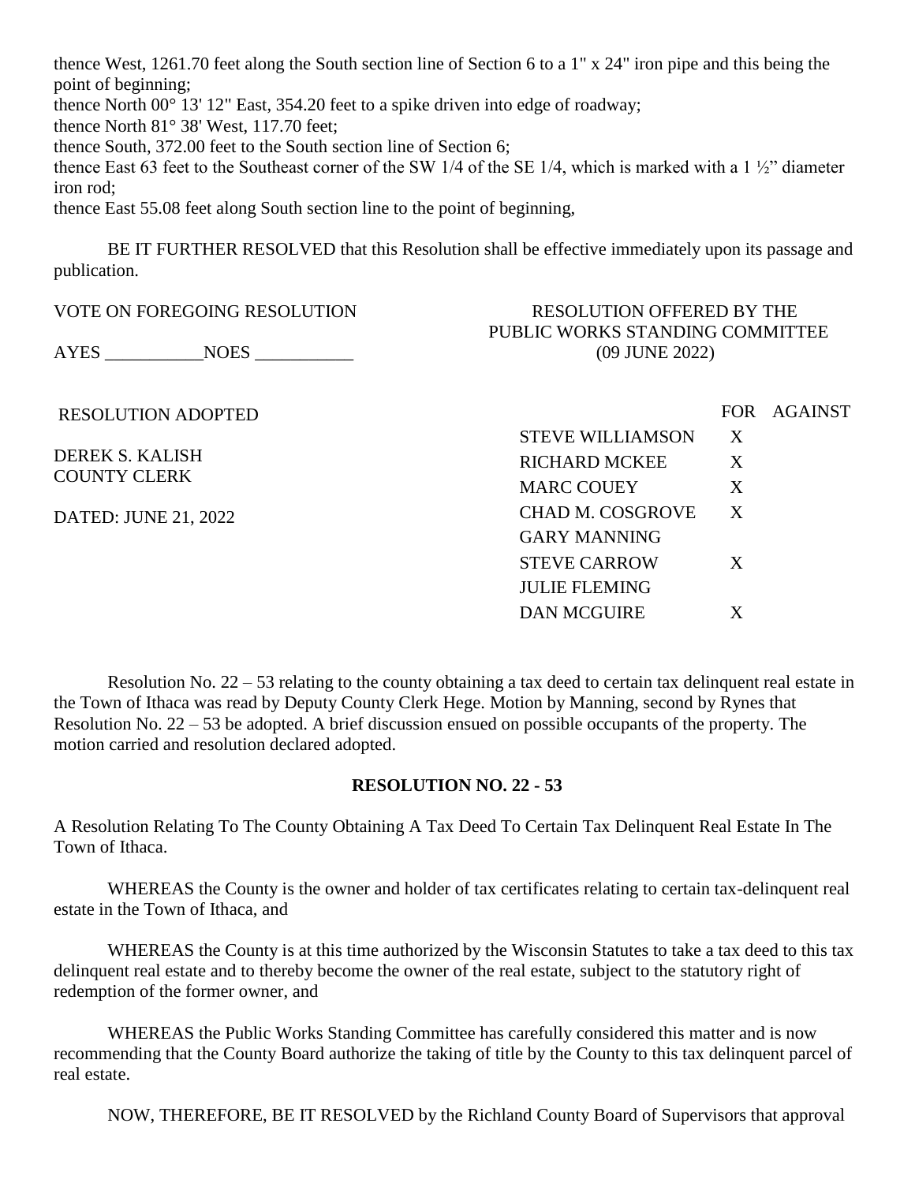thence West, 1261.70 feet along the South section line of Section 6 to a 1" x 24" iron pipe and this being the point of beginning;
thence North 00° 13' 12" East, 354.20 feet to a spike driven into edge of roadway;
thence North 81° 38' West, 117.70 feet;
thence South, 372.00 feet to the South section line of Section 6;
thence East 63 feet to the Southeast corner of the SW 1/4 of the SE 1/4, which is marked with a 1 ½" diameter iron rod;
thence East 55.08 feet along South section line to the point of beginning,

BE IT FURTHER RESOLVED that this Resolution shall be effective immediately upon its passage and publication.

VOTE ON FOREGOING RESOLUTION

AYES \_\_\_\_\_\_\_\_\_\_\_NOES \_\_\_\_\_\_\_\_\_\_\_

RESOLUTION OFFERED BY THE PUBLIC WORKS STANDING COMMITTEE (09 JUNE 2022)

RESOLUTION ADOPTED

DEREK S. KALISH
COUNTY CLERK

DATED: JUNE 21, 2022

| | FOR | AGAINST |
|---|---|---|
| STEVE WILLIAMSON | X | |
| RICHARD MCKEE | X | |
| MARC COUEY | X | |
| CHAD M. COSGROVE | X | |
| GARY MANNING | | |
| STEVE CARROW | X | |
| JULIE FLEMING | | |
| DAN MCGUIRE | X | |

Resolution No. 22 – 53 relating to the county obtaining a tax deed to certain tax delinquent real estate in the Town of Ithaca was read by Deputy County Clerk Hege. Motion by Manning, second by Rynes that Resolution No. 22 – 53 be adopted. A brief discussion ensued on possible occupants of the property. The motion carried and resolution declared adopted.

**RESOLUTION NO. 22 - 53**

A Resolution Relating To The County Obtaining A Tax Deed To Certain Tax Delinquent Real Estate In The Town of Ithaca.

WHEREAS the County is the owner and holder of tax certificates relating to certain tax-delinquent real estate in the Town of Ithaca, and

WHEREAS the County is at this time authorized by the Wisconsin Statutes to take a tax deed to this tax delinquent real estate and to thereby become the owner of the real estate, subject to the statutory right of redemption of the former owner, and

WHEREAS the Public Works Standing Committee has carefully considered this matter and is now recommending that the County Board authorize the taking of title by the County to this tax delinquent parcel of real estate.

NOW, THEREFORE, BE IT RESOLVED by the Richland County Board of Supervisors that approval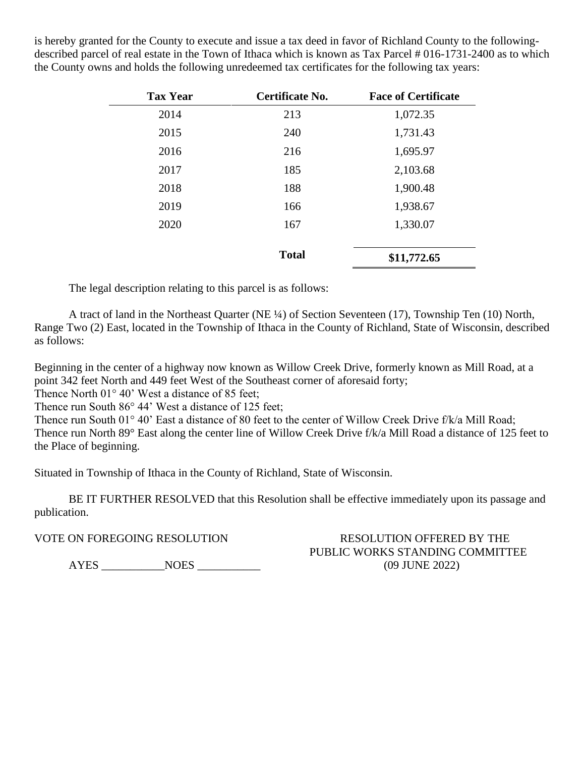is hereby granted for the County to execute and issue a tax deed in favor of Richland County to the following-described parcel of real estate in the Town of Ithaca which is known as Tax Parcel # 016-1731-2400 as to which the County owns and holds the following unredeemed tax certificates for the following tax years:

| Tax Year | Certificate No. | Face of Certificate |
|---|---|---|
| 2014 | 213 | 1,072.35 |
| 2015 | 240 | 1,731.43 |
| 2016 | 216 | 1,695.97 |
| 2017 | 185 | 2,103.68 |
| 2018 | 188 | 1,900.48 |
| 2019 | 166 | 1,938.67 |
| 2020 | 167 | 1,330.07 |
| | **Total** | **$11,772.65** |

The legal description relating to this parcel is as follows:

A tract of land in the Northeast Quarter (NE ¼) of Section Seventeen (17), Township Ten (10) North, Range Two (2) East, located in the Township of Ithaca in the County of Richland, State of Wisconsin, described as follows:

Beginning in the center of a highway now known as Willow Creek Drive, formerly known as Mill Road, at a point 342 feet North and 449 feet West of the Southeast corner of aforesaid forty;
Thence North 01° 40' West a distance of 85 feet;
Thence run South 86° 44' West a distance of 125 feet;
Thence run South 01° 40' East a distance of 80 feet to the center of Willow Creek Drive f/k/a Mill Road;
Thence run North 89° East along the center line of Willow Creek Drive f/k/a Mill Road a distance of 125 feet to the Place of beginning.

Situated in Township of Ithaca in the County of Richland, State of Wisconsin.

BE IT FURTHER RESOLVED that this Resolution shall be effective immediately upon its passage and publication.

VOTE ON FOREGOING RESOLUTION

AYES ___________NOES ___________

RESOLUTION OFFERED BY THE PUBLIC WORKS STANDING COMMITTEE (09 JUNE 2022)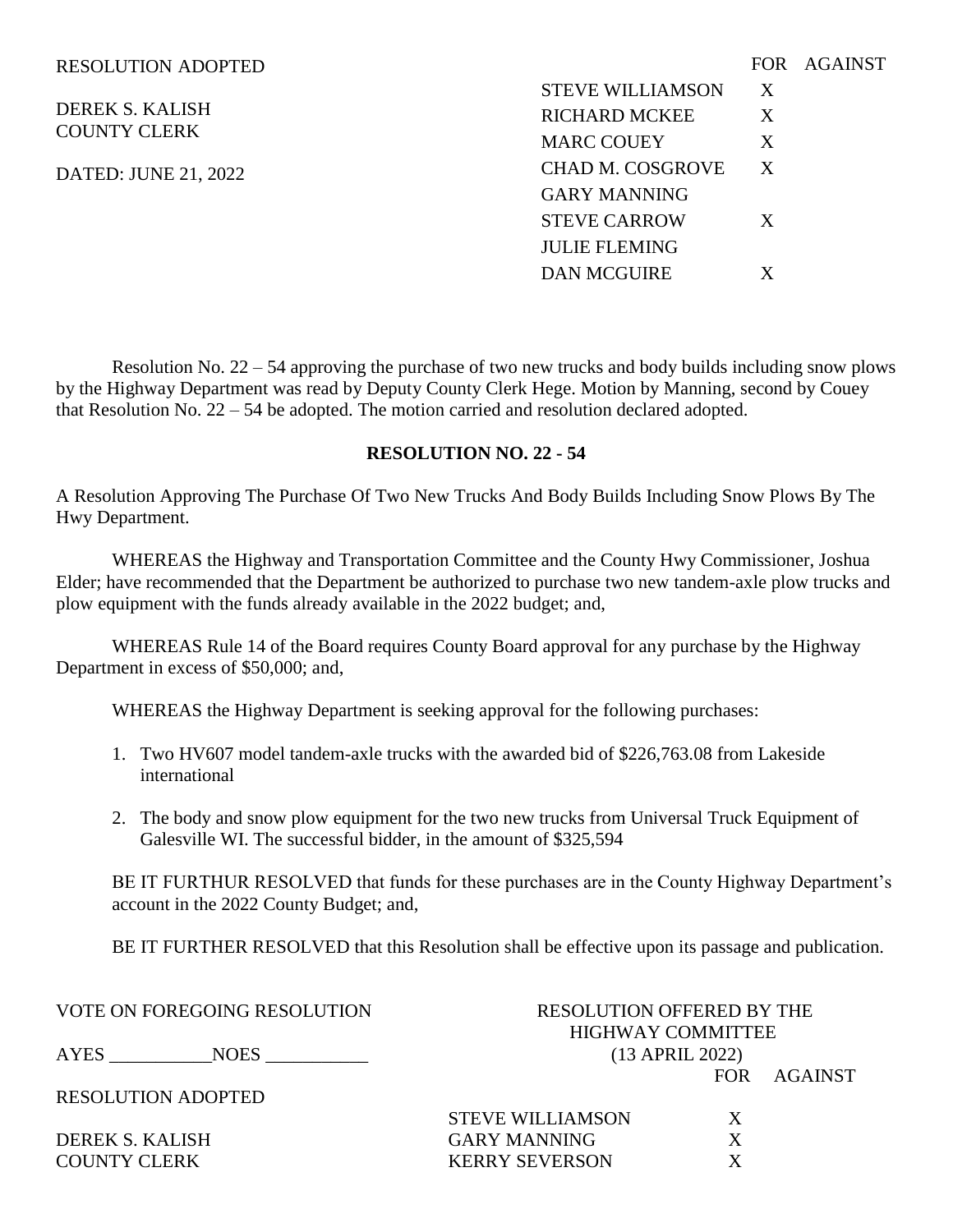RESOLUTION ADOPTED

DEREK S. KALISH
COUNTY CLERK

DATED: JUNE 21, 2022

| | FOR | AGAINST |
|---|---|---|
| STEVE WILLIAMSON | X | |
| RICHARD MCKEE | X | |
| MARC COUEY | X | |
| CHAD M. COSGROVE | X | |
| GARY MANNING | | |
| STEVE CARROW | X | |
| JULIE FLEMING | | |
| DAN MCGUIRE | X | |

Resolution No. 22 – 54 approving the purchase of two new trucks and body builds including snow plows by the Highway Department was read by Deputy County Clerk Hege. Motion by Manning, second by Couey that Resolution No. 22 – 54 be adopted. The motion carried and resolution declared adopted.

**RESOLUTION NO. 22 - 54**

A Resolution Approving The Purchase Of Two New Trucks And Body Builds Including Snow Plows By The Hwy Department.

WHEREAS the Highway and Transportation Committee and the County Hwy Commissioner, Joshua Elder; have recommended that the Department be authorized to purchase two new tandem-axle plow trucks and plow equipment with the funds already available in the 2022 budget; and,

WHEREAS Rule 14 of the Board requires County Board approval for any purchase by the Highway Department in excess of $50,000; and,

WHEREAS the Highway Department is seeking approval for the following purchases:

1. Two HV607 model tandem-axle trucks with the awarded bid of $226,763.08 from Lakeside international
2. The body and snow plow equipment for the two new trucks from Universal Truck Equipment of Galesville WI. The successful bidder, in the amount of $325,594

BE IT FURTHUR RESOLVED that funds for these purchases are in the County Highway Department's account in the 2022 County Budget; and,

BE IT FURTHER RESOLVED that this Resolution shall be effective upon its passage and publication.

VOTE ON FOREGOING RESOLUTION

AYES ___________NOES ___________

RESOLUTION ADOPTED

DEREK S. KALISH
COUNTY CLERK

RESOLUTION OFFERED BY THE HIGHWAY COMMITTEE
(13 APRIL 2022)

| | FOR | AGAINST |
|---|---|---|
| STEVE WILLIAMSON | X | |
| GARY MANNING | X | |
| KERRY SEVERSON | X | |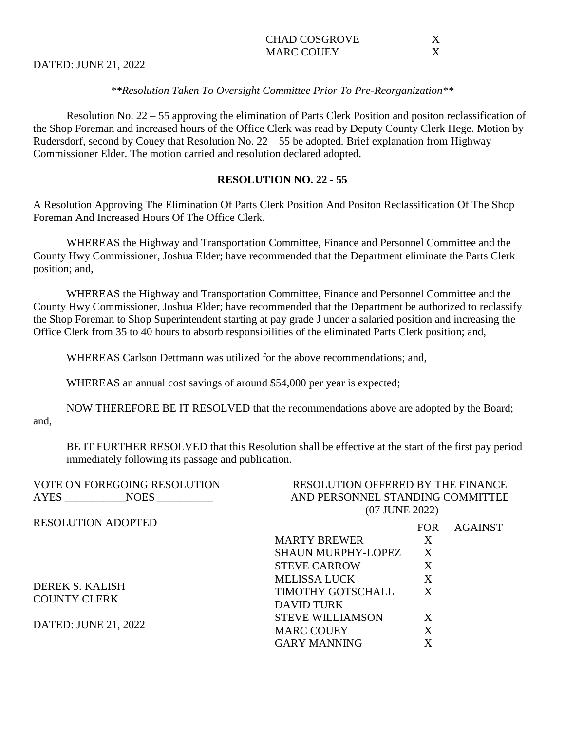| | FOR | AGAINST |
|---|---|---|
| CHAD COSGROVE | X | |
| MARC COUEY | X | |

DATED: JUNE 21, 2022

*\*\*Resolution Taken To Oversight Committee Prior To Pre-Reorganization\*\**

Resolution No. 22 – 55 approving the elimination of Parts Clerk Position and positon reclassification of the Shop Foreman and increased hours of the Office Clerk was read by Deputy County Clerk Hege. Motion by Rudersdorf, second by Couey that Resolution No. 22 – 55 be adopted. Brief explanation from Highway Commissioner Elder. The motion carried and resolution declared adopted.

**RESOLUTION NO. 22 - 55**

A Resolution Approving The Elimination Of Parts Clerk Position And Positon Reclassification Of The Shop Foreman And Increased Hours Of The Office Clerk.

WHEREAS the Highway and Transportation Committee, Finance and Personnel Committee and the County Hwy Commissioner, Joshua Elder; have recommended that the Department eliminate the Parts Clerk position; and,

WHEREAS the Highway and Transportation Committee, Finance and Personnel Committee and the County Hwy Commissioner, Joshua Elder; have recommended that the Department be authorized to reclassify the Shop Foreman to Shop Superintendent starting at pay grade J under a salaried position and increasing the Office Clerk from 35 to 40 hours to absorb responsibilities of the eliminated Parts Clerk position; and,

WHEREAS Carlson Dettmann was utilized for the above recommendations; and,

WHEREAS an annual cost savings of around $54,000 per year is expected;

NOW THEREFORE BE IT RESOLVED that the recommendations above are adopted by the Board; and,

BE IT FURTHER RESOLVED that this Resolution shall be effective at the start of the first pay period immediately following its passage and publication.

VOTE ON FOREGOING RESOLUTION
AYES ___________NOES __________

RESOLUTION ADOPTED

DEREK S. KALISH
COUNTY CLERK

DATED: JUNE 21, 2022

RESOLUTION OFFERED BY THE FINANCE AND PERSONNEL STANDING COMMITTEE
(07 JUNE 2022)

| | FOR | AGAINST |
|---|---|---|
| MARTY BREWER | X | |
| SHAUN MURPHY-LOPEZ | X | |
| STEVE CARROW | X | |
| MELISSA LUCK | X | |
| TIMOTHY GOTSCHALL | X | |
| DAVID TURK | | |
| STEVE WILLIAMSON | X | |
| MARC COUEY | X | |
| GARY MANNING | X | |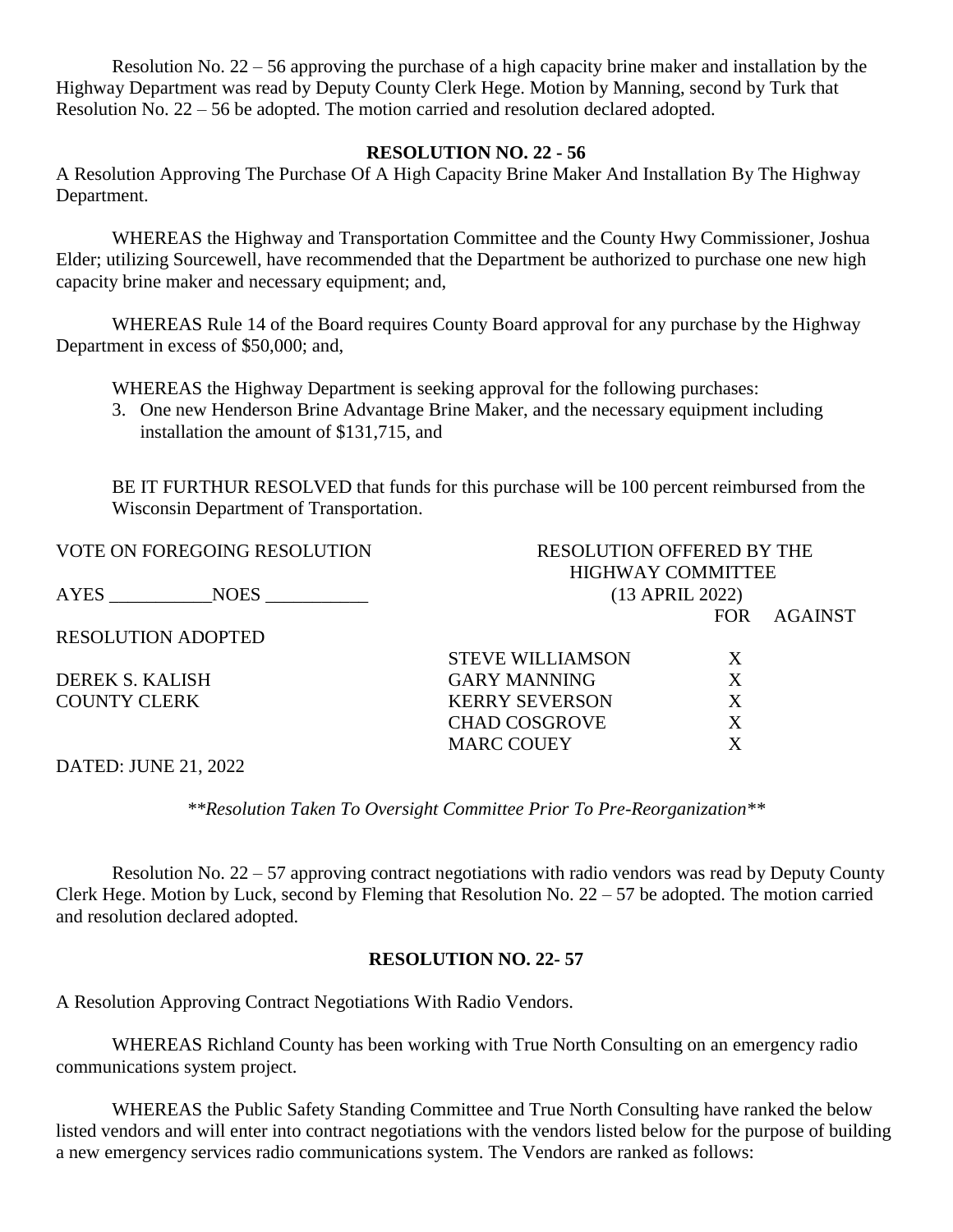Resolution No. 22 – 56 approving the purchase of a high capacity brine maker and installation by the Highway Department was read by Deputy County Clerk Hege. Motion by Manning, second by Turk that Resolution No. 22 – 56 be adopted. The motion carried and resolution declared adopted.

**RESOLUTION NO. 22 - 56**

A Resolution Approving The Purchase Of A High Capacity Brine Maker And Installation By The Highway Department.

WHEREAS the Highway and Transportation Committee and the County Hwy Commissioner, Joshua Elder; utilizing Sourcewell, have recommended that the Department be authorized to purchase one new high capacity brine maker and necessary equipment; and,

WHEREAS Rule 14 of the Board requires County Board approval for any purchase by the Highway Department in excess of $50,000; and,

WHEREAS the Highway Department is seeking approval for the following purchases:

3. One new Henderson Brine Advantage Brine Maker, and the necessary equipment including installation the amount of $131,715, and

BE IT FURTHUR RESOLVED that funds for this purchase will be 100 percent reimbursed from the Wisconsin Department of Transportation.

VOTE ON FOREGOING RESOLUTION

AYES ___________NOES ___________

RESOLUTION ADOPTED

DEREK S. KALISH
COUNTY CLERK

DATED: JUNE 21, 2022

RESOLUTION OFFERED BY THE HIGHWAY COMMITTEE
(13 APRIL 2022)

| | FOR | AGAINST |
|---|---|---|
| STEVE WILLIAMSON | X | |
| GARY MANNING | X | |
| KERRY SEVERSON | X | |
| CHAD COSGROVE | X | |
| MARC COUEY | X | |

*\*\*Resolution Taken To Oversight Committee Prior To Pre-Reorganization\*\**

Resolution No. 22 – 57 approving contract negotiations with radio vendors was read by Deputy County Clerk Hege. Motion by Luck, second by Fleming that Resolution No. 22 – 57 be adopted. The motion carried and resolution declared adopted.

**RESOLUTION NO. 22- 57**

A Resolution Approving Contract Negotiations With Radio Vendors.

WHEREAS Richland County has been working with True North Consulting on an emergency radio communications system project.

WHEREAS the Public Safety Standing Committee and True North Consulting have ranked the below listed vendors and will enter into contract negotiations with the vendors listed below for the purpose of building a new emergency services radio communications system. The Vendors are ranked as follows: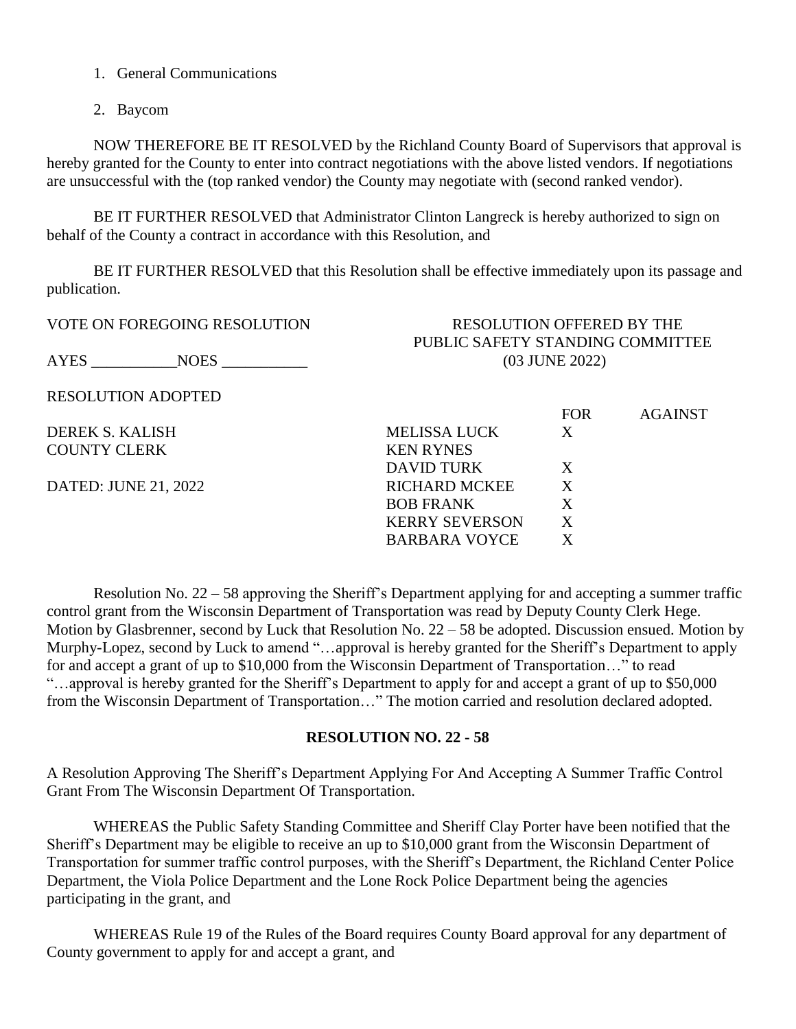1. General Communications

2. Baycom

NOW THEREFORE BE IT RESOLVED by the Richland County Board of Supervisors that approval is hereby granted for the County to enter into contract negotiations with the above listed vendors. If negotiations are unsuccessful with the (top ranked vendor) the County may negotiate with (second ranked vendor).

BE IT FURTHER RESOLVED that Administrator Clinton Langreck is hereby authorized to sign on behalf of the County a contract in accordance with this Resolution, and

BE IT FURTHER RESOLVED that this Resolution shall be effective immediately upon its passage and publication.

VOTE ON FOREGOING RESOLUTION

AYES ___________NOES ___________

RESOLUTION ADOPTED

DEREK S. KALISH
COUNTY CLERK

DATED: JUNE 21, 2022

RESOLUTION OFFERED BY THE PUBLIC SAFETY STANDING COMMITTEE (03 JUNE 2022)

| | FOR | AGAINST |
|---|---|---|
| MELISSA LUCK | X | |
| KEN RYNES | | |
| DAVID TURK | X | |
| RICHARD MCKEE | X | |
| BOB FRANK | X | |
| KERRY SEVERSON | X | |
| BARBARA VOYCE | X | |

Resolution No. 22 – 58 approving the Sheriff's Department applying for and accepting a summer traffic control grant from the Wisconsin Department of Transportation was read by Deputy County Clerk Hege. Motion by Glasbrenner, second by Luck that Resolution No. 22 – 58 be adopted. Discussion ensued. Motion by Murphy-Lopez, second by Luck to amend "…approval is hereby granted for the Sheriff's Department to apply for and accept a grant of up to $10,000 from the Wisconsin Department of Transportation…" to read "…approval is hereby granted for the Sheriff's Department to apply for and accept a grant of up to $50,000 from the Wisconsin Department of Transportation…" The motion carried and resolution declared adopted.

**RESOLUTION NO. 22 - 58**

A Resolution Approving The Sheriff's Department Applying For And Accepting A Summer Traffic Control Grant From The Wisconsin Department Of Transportation.

WHEREAS the Public Safety Standing Committee and Sheriff Clay Porter have been notified that the Sheriff's Department may be eligible to receive an up to $10,000 grant from the Wisconsin Department of Transportation for summer traffic control purposes, with the Sheriff's Department, the Richland Center Police Department, the Viola Police Department and the Lone Rock Police Department being the agencies participating in the grant, and

WHEREAS Rule 19 of the Rules of the Board requires County Board approval for any department of County government to apply for and accept a grant, and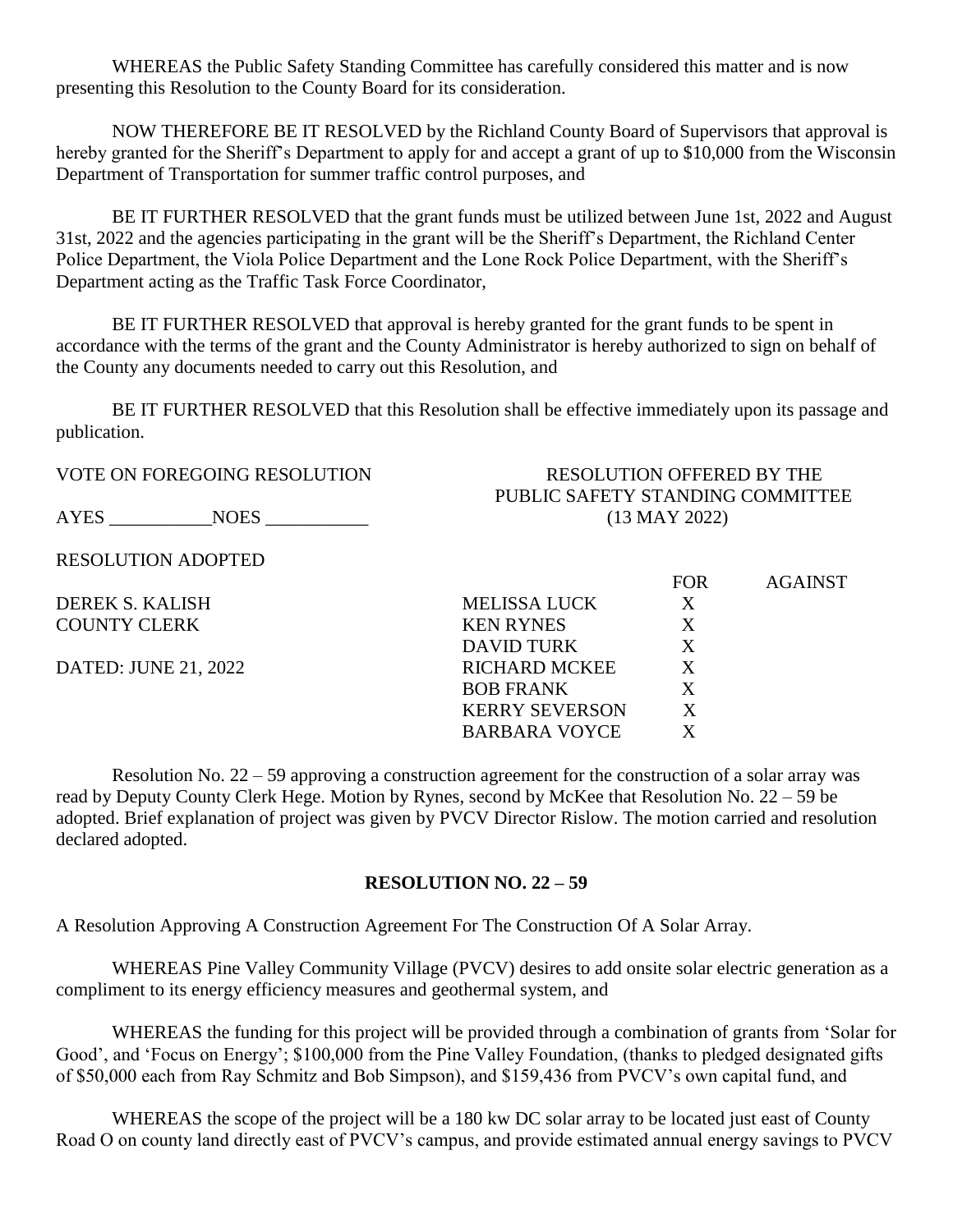WHEREAS the Public Safety Standing Committee has carefully considered this matter and is now presenting this Resolution to the County Board for its consideration.

NOW THEREFORE BE IT RESOLVED by the Richland County Board of Supervisors that approval is hereby granted for the Sheriff's Department to apply for and accept a grant of up to $10,000 from the Wisconsin Department of Transportation for summer traffic control purposes, and

BE IT FURTHER RESOLVED that the grant funds must be utilized between June 1st, 2022 and August 31st, 2022 and the agencies participating in the grant will be the Sheriff's Department, the Richland Center Police Department, the Viola Police Department and the Lone Rock Police Department, with the Sheriff's Department acting as the Traffic Task Force Coordinator,

BE IT FURTHER RESOLVED that approval is hereby granted for the grant funds to be spent in accordance with the terms of the grant and the County Administrator is hereby authorized to sign on behalf of the County any documents needed to carry out this Resolution, and

BE IT FURTHER RESOLVED that this Resolution shall be effective immediately upon its passage and publication.

VOTE ON FOREGOING RESOLUTION

AYES ___________NOES ___________

RESOLUTION ADOPTED

DEREK S. KALISH
COUNTY CLERK

DATED: JUNE 21, 2022

RESOLUTION OFFERED BY THE PUBLIC SAFETY STANDING COMMITTEE (13 MAY 2022)

| | FOR | AGAINST |
|---|---|---|
| MELISSA LUCK | X | |
| KEN RYNES | X | |
| DAVID TURK | X | |
| RICHARD MCKEE | X | |
| BOB FRANK | X | |
| KERRY SEVERSON | X | |
| BARBARA VOYCE | X | |

Resolution No. 22 – 59 approving a construction agreement for the construction of a solar array was read by Deputy County Clerk Hege. Motion by Rynes, second by McKee that Resolution No. 22 – 59 be adopted. Brief explanation of project was given by PVCV Director Rislow. The motion carried and resolution declared adopted.

**RESOLUTION NO. 22 – 59**

A Resolution Approving A Construction Agreement For The Construction Of A Solar Array.

WHEREAS Pine Valley Community Village (PVCV) desires to add onsite solar electric generation as a compliment to its energy efficiency measures and geothermal system, and

WHEREAS the funding for this project will be provided through a combination of grants from 'Solar for Good', and 'Focus on Energy'; $100,000 from the Pine Valley Foundation, (thanks to pledged designated gifts of $50,000 each from Ray Schmitz and Bob Simpson), and $159,436 from PVCV's own capital fund, and

WHEREAS the scope of the project will be a 180 kw DC solar array to be located just east of County Road O on county land directly east of PVCV's campus, and provide estimated annual energy savings to PVCV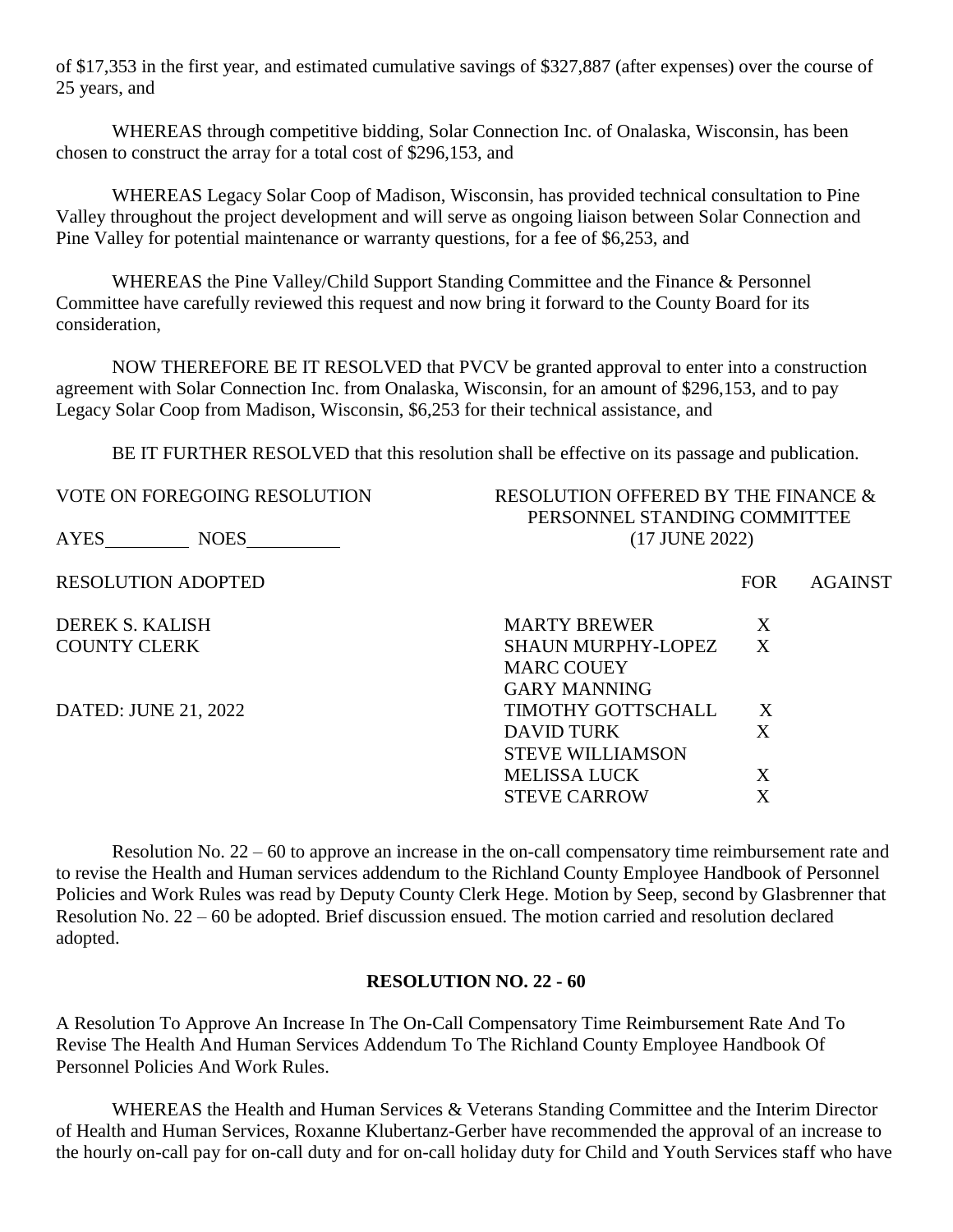of $17,353 in the first year, and estimated cumulative savings of $327,887 (after expenses) over the course of 25 years, and

WHEREAS through competitive bidding, Solar Connection Inc. of Onalaska, Wisconsin, has been chosen to construct the array for a total cost of $296,153, and

WHEREAS Legacy Solar Coop of Madison, Wisconsin, has provided technical consultation to Pine Valley throughout the project development and will serve as ongoing liaison between Solar Connection and Pine Valley for potential maintenance or warranty questions, for a fee of $6,253, and

WHEREAS the Pine Valley/Child Support Standing Committee and the Finance & Personnel Committee have carefully reviewed this request and now bring it forward to the County Board for its consideration,

NOW THEREFORE BE IT RESOLVED that PVCV be granted approval to enter into a construction agreement with Solar Connection Inc. from Onalaska, Wisconsin, for an amount of $296,153, and to pay Legacy Solar Coop from Madison, Wisconsin, $6,253 for their technical assistance, and

BE IT FURTHER RESOLVED that this resolution shall be effective on its passage and publication.

VOTE ON FOREGOING RESOLUTION

AYES_________ NOES_________

RESOLUTION ADOPTED

DEREK S. KALISH
COUNTY CLERK

DATED: JUNE 21, 2022

RESOLUTION OFFERED BY THE FINANCE & PERSONNEL STANDING COMMITTEE
(17 JUNE 2022)

| | FOR | AGAINST |
|---|---|---|
| MARTY BREWER | X | |
| SHAUN MURPHY-LOPEZ | X | |
| MARC COUEY | | |
| GARY MANNING | | |
| TIMOTHY GOTTSCHALL | X | |
| DAVID TURK | X | |
| STEVE WILLIAMSON | | |
| MELISSA LUCK | X | |
| STEVE CARROW | X | |

Resolution No. 22 – 60 to approve an increase in the on-call compensatory time reimbursement rate and to revise the Health and Human services addendum to the Richland County Employee Handbook of Personnel Policies and Work Rules was read by Deputy County Clerk Hege. Motion by Seep, second by Glasbrenner that Resolution No. 22 – 60 be adopted. Brief discussion ensued. The motion carried and resolution declared adopted.

**RESOLUTION NO. 22 - 60**

A Resolution To Approve An Increase In The On-Call Compensatory Time Reimbursement Rate And To Revise The Health And Human Services Addendum To The Richland County Employee Handbook Of Personnel Policies And Work Rules.

WHEREAS the Health and Human Services & Veterans Standing Committee and the Interim Director of Health and Human Services, Roxanne Klubertanz-Gerber have recommended the approval of an increase to the hourly on-call pay for on-call duty and for on-call holiday duty for Child and Youth Services staff who have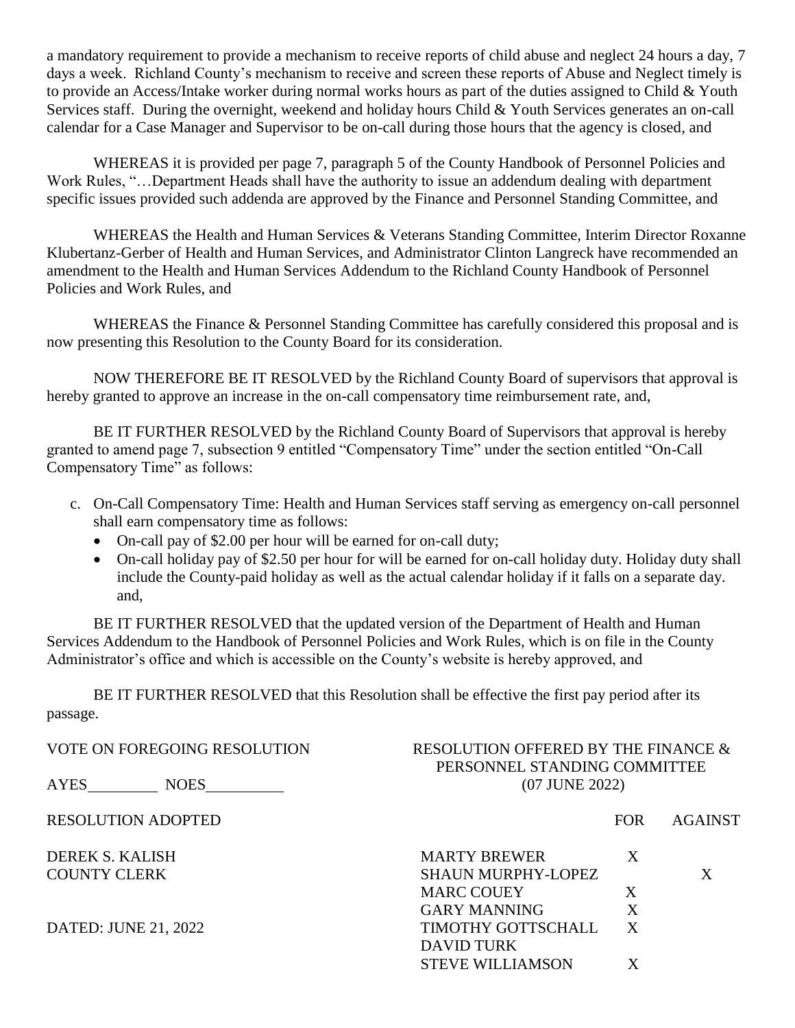a mandatory requirement to provide a mechanism to receive reports of child abuse and neglect 24 hours a day, 7 days a week. Richland County's mechanism to receive and screen these reports of Abuse and Neglect timely is to provide an Access/Intake worker during normal works hours as part of the duties assigned to Child & Youth Services staff. During the overnight, weekend and holiday hours Child & Youth Services generates an on-call calendar for a Case Manager and Supervisor to be on-call during those hours that the agency is closed, and

WHEREAS it is provided per page 7, paragraph 5 of the County Handbook of Personnel Policies and Work Rules, "…Department Heads shall have the authority to issue an addendum dealing with department specific issues provided such addenda are approved by the Finance and Personnel Standing Committee, and

WHEREAS the Health and Human Services & Veterans Standing Committee, Interim Director Roxanne Klubertanz-Gerber of Health and Human Services, and Administrator Clinton Langreck have recommended an amendment to the Health and Human Services Addendum to the Richland County Handbook of Personnel Policies and Work Rules, and

WHEREAS the Finance & Personnel Standing Committee has carefully considered this proposal and is now presenting this Resolution to the County Board for its consideration.

NOW THEREFORE BE IT RESOLVED by the Richland County Board of supervisors that approval is hereby granted to approve an increase in the on-call compensatory time reimbursement rate, and,

BE IT FURTHER RESOLVED by the Richland County Board of Supervisors that approval is hereby granted to amend page 7, subsection 9 entitled "Compensatory Time" under the section entitled "On-Call Compensatory Time" as follows:

c. On-Call Compensatory Time: Health and Human Services staff serving as emergency on-call personnel shall earn compensatory time as follows:
   - On-call pay of $2.00 per hour will be earned for on-call duty;
   - On-call holiday pay of $2.50 per hour for will be earned for on-call holiday duty. Holiday duty shall include the County-paid holiday as well as the actual calendar holiday if it falls on a separate day. and,

BE IT FURTHER RESOLVED that the updated version of the Department of Health and Human Services Addendum to the Handbook of Personnel Policies and Work Rules, which is on file in the County Administrator's office and which is accessible on the County's website is hereby approved, and

BE IT FURTHER RESOLVED that this Resolution shall be effective the first pay period after its passage.

VOTE ON FOREGOING RESOLUTION

AYES\_\_\_\_\_\_\_\_\_ NOES\_\_\_\_\_\_\_\_\_\_

RESOLUTION ADOPTED

DEREK S. KALISH
COUNTY CLERK

DATED: JUNE 21, 2022

RESOLUTION OFFERED BY THE FINANCE & PERSONNEL STANDING COMMITTEE
(07 JUNE 2022)

| | FOR | AGAINST |
|---|---|---|
| MARTY BREWER | X | |
| SHAUN MURPHY-LOPEZ | | X |
| MARC COUEY | X | |
| GARY MANNING | X | |
| TIMOTHY GOTTSCHALL | X | |
| DAVID TURK | | |
| STEVE WILLIAMSON | X | |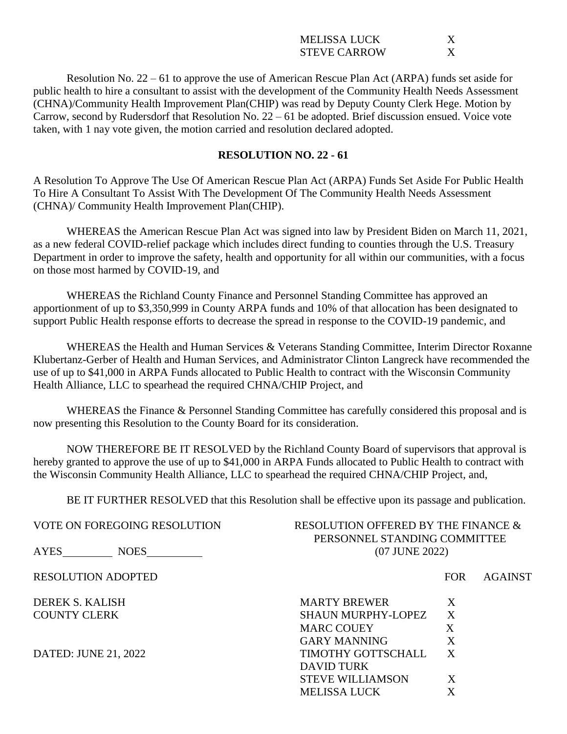| | FOR | AGAINST |
|---|---|---|
| MELISSA LUCK | X | |
| STEVE CARROW | X | |

Resolution No. 22 – 61 to approve the use of American Rescue Plan Act (ARPA) funds set aside for public health to hire a consultant to assist with the development of the Community Health Needs Assessment (CHNA)/Community Health Improvement Plan(CHIP) was read by Deputy County Clerk Hege. Motion by Carrow, second by Rudersdorf that Resolution No. 22 – 61 be adopted. Brief discussion ensued. Voice vote taken, with 1 nay vote given, the motion carried and resolution declared adopted.

**RESOLUTION NO. 22 - 61**

A Resolution To Approve The Use Of American Rescue Plan Act (ARPA) Funds Set Aside For Public Health To Hire A Consultant To Assist With The Development Of The Community Health Needs Assessment (CHNA)/ Community Health Improvement Plan(CHIP).

WHEREAS the American Rescue Plan Act was signed into law by President Biden on March 11, 2021, as a new federal COVID-relief package which includes direct funding to counties through the U.S. Treasury Department in order to improve the safety, health and opportunity for all within our communities, with a focus on those most harmed by COVID-19, and

WHEREAS the Richland County Finance and Personnel Standing Committee has approved an apportionment of up to $3,350,999 in County ARPA funds and 10% of that allocation has been designated to support Public Health response efforts to decrease the spread in response to the COVID-19 pandemic, and

WHEREAS the Health and Human Services & Veterans Standing Committee, Interim Director Roxanne Klubertanz-Gerber of Health and Human Services, and Administrator Clinton Langreck have recommended the use of up to $41,000 in ARPA Funds allocated to Public Health to contract with the Wisconsin Community Health Alliance, LLC to spearhead the required CHNA/CHIP Project, and

WHEREAS the Finance & Personnel Standing Committee has carefully considered this proposal and is now presenting this Resolution to the County Board for its consideration.

NOW THEREFORE BE IT RESOLVED by the Richland County Board of supervisors that approval is hereby granted to approve the use of up to $41,000 in ARPA Funds allocated to Public Health to contract with the Wisconsin Community Health Alliance, LLC to spearhead the required CHNA/CHIP Project, and,

BE IT FURTHER RESOLVED that this Resolution shall be effective upon its passage and publication.

VOTE ON FOREGOING RESOLUTION

AYES\_\_\_\_\_\_\_\_\_ NOES\_\_\_\_\_\_\_\_\_\_

RESOLUTION ADOPTED

DEREK S. KALISH
COUNTY CLERK

DATED: JUNE 21, 2022

RESOLUTION OFFERED BY THE FINANCE & PERSONNEL STANDING COMMITTEE
(07 JUNE 2022)

| | FOR | AGAINST |
|---|---|---|
| MARTY BREWER | X | |
| SHAUN MURPHY-LOPEZ | X | |
| MARC COUEY | X | |
| GARY MANNING | X | |
| TIMOTHY GOTTSCHALL | X | |
| DAVID TURK | | |
| STEVE WILLIAMSON | X | |
| MELISSA LUCK | X | |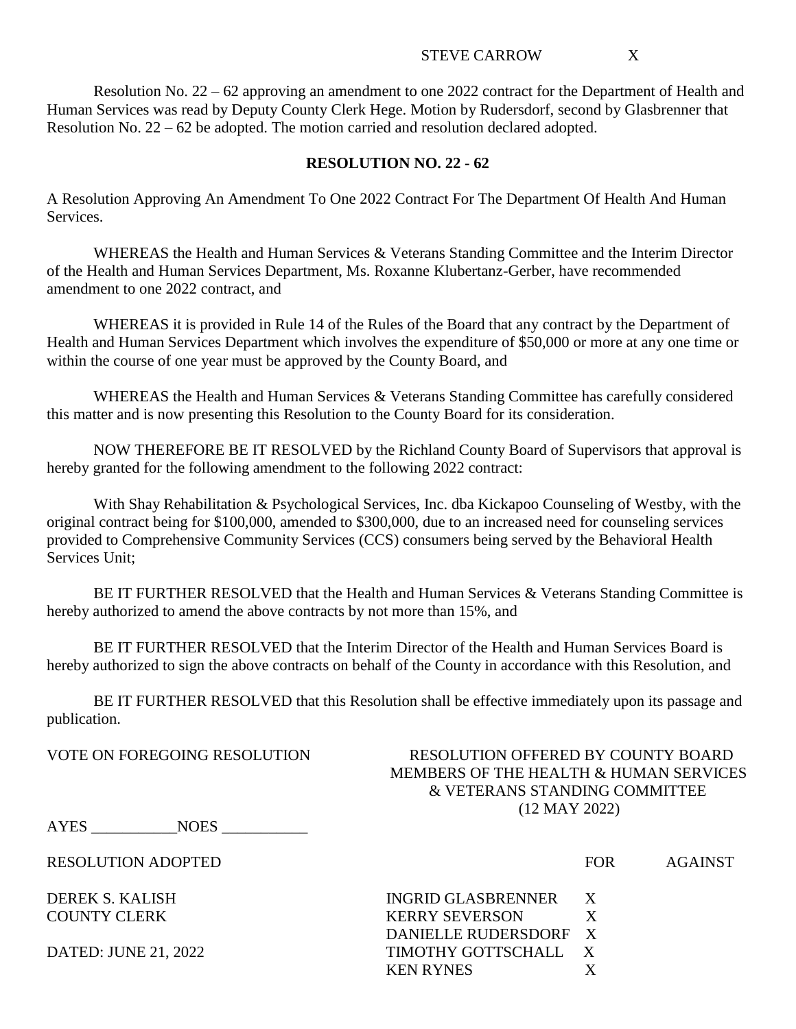STEVE CARROW X

Resolution No. 22 – 62 approving an amendment to one 2022 contract for the Department of Health and Human Services was read by Deputy County Clerk Hege. Motion by Rudersdorf, second by Glasbrenner that Resolution No. 22 – 62 be adopted. The motion carried and resolution declared adopted.

**RESOLUTION NO. 22 - 62**

A Resolution Approving An Amendment To One 2022 Contract For The Department Of Health And Human Services.

WHEREAS the Health and Human Services & Veterans Standing Committee and the Interim Director of the Health and Human Services Department, Ms. Roxanne Klubertanz-Gerber, have recommended amendment to one 2022 contract, and

WHEREAS it is provided in Rule 14 of the Rules of the Board that any contract by the Department of Health and Human Services Department which involves the expenditure of $50,000 or more at any one time or within the course of one year must be approved by the County Board, and

WHEREAS the Health and Human Services & Veterans Standing Committee has carefully considered this matter and is now presenting this Resolution to the County Board for its consideration.

NOW THEREFORE BE IT RESOLVED by the Richland County Board of Supervisors that approval is hereby granted for the following amendment to the following 2022 contract:

With Shay Rehabilitation & Psychological Services, Inc. dba Kickapoo Counseling of Westby, with the original contract being for $100,000, amended to $300,000, due to an increased need for counseling services provided to Comprehensive Community Services (CCS) consumers being served by the Behavioral Health Services Unit;

BE IT FURTHER RESOLVED that the Health and Human Services & Veterans Standing Committee is hereby authorized to amend the above contracts by not more than 15%, and

BE IT FURTHER RESOLVED that the Interim Director of the Health and Human Services Board is hereby authorized to sign the above contracts on behalf of the County in accordance with this Resolution, and

BE IT FURTHER RESOLVED that this Resolution shall be effective immediately upon its passage and publication.

VOTE ON FOREGOING RESOLUTION

AYES \_\_\_\_\_\_\_\_\_\_\_ NOES \_\_\_\_\_\_\_\_\_\_\_

RESOLUTION ADOPTED

DEREK S. KALISH
COUNTY CLERK

DATED: JUNE 21, 2022

RESOLUTION OFFERED BY COUNTY BOARD MEMBERS OF THE HEALTH & HUMAN SERVICES & VETERANS STANDING COMMITTEE (12 MAY 2022)

| | FOR | AGAINST |
|---|---|---|
| INGRID GLASBRENNER | X | |
| KERRY SEVERSON | X | |
| DANIELLE RUDERSDORF | X | |
| TIMOTHY GOTTSCHALL | X | |
| KEN RYNES | X | |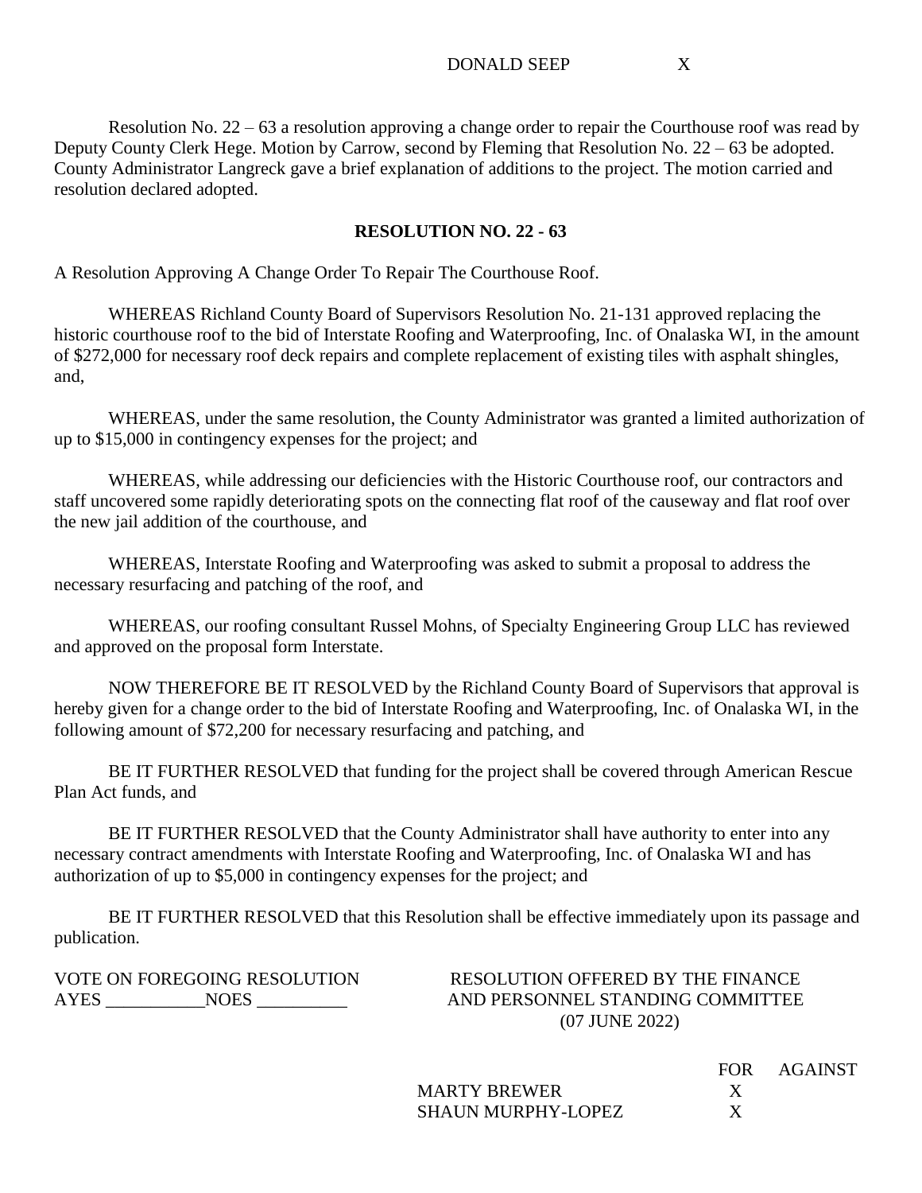| | |
|---|---|
| DONALD SEEP | X |

Resolution No. 22 – 63 a resolution approving a change order to repair the Courthouse roof was read by Deputy County Clerk Hege. Motion by Carrow, second by Fleming that Resolution No. 22 – 63 be adopted. County Administrator Langreck gave a brief explanation of additions to the project. The motion carried and resolution declared adopted.

**RESOLUTION NO. 22 - 63**

A Resolution Approving A Change Order To Repair The Courthouse Roof.

WHEREAS Richland County Board of Supervisors Resolution No. 21-131 approved replacing the historic courthouse roof to the bid of Interstate Roofing and Waterproofing, Inc. of Onalaska WI, in the amount of $272,000 for necessary roof deck repairs and complete replacement of existing tiles with asphalt shingles, and,

WHEREAS, under the same resolution, the County Administrator was granted a limited authorization of up to $15,000 in contingency expenses for the project; and

WHEREAS, while addressing our deficiencies with the Historic Courthouse roof, our contractors and staff uncovered some rapidly deteriorating spots on the connecting flat roof of the causeway and flat roof over the new jail addition of the courthouse, and

WHEREAS, Interstate Roofing and Waterproofing was asked to submit a proposal to address the necessary resurfacing and patching of the roof, and

WHEREAS, our roofing consultant Russel Mohns, of Specialty Engineering Group LLC has reviewed and approved on the proposal form Interstate.

NOW THEREFORE BE IT RESOLVED by the Richland County Board of Supervisors that approval is hereby given for a change order to the bid of Interstate Roofing and Waterproofing, Inc. of Onalaska WI, in the following amount of $72,200 for necessary resurfacing and patching, and

BE IT FURTHER RESOLVED that funding for the project shall be covered through American Rescue Plan Act funds, and

BE IT FURTHER RESOLVED that the County Administrator shall have authority to enter into any necessary contract amendments with Interstate Roofing and Waterproofing, Inc. of Onalaska WI and has authorization of up to $5,000 in contingency expenses for the project; and

BE IT FURTHER RESOLVED that this Resolution shall be effective immediately upon its passage and publication.

VOTE ON FOREGOING RESOLUTION
AYES ___________NOES __________

RESOLUTION OFFERED BY THE FINANCE AND PERSONNEL STANDING COMMITTEE
(07 JUNE 2022)

| | FOR | AGAINST |
|---|---|---|
| MARTY BREWER | X | |
| SHAUN MURPHY-LOPEZ | X | |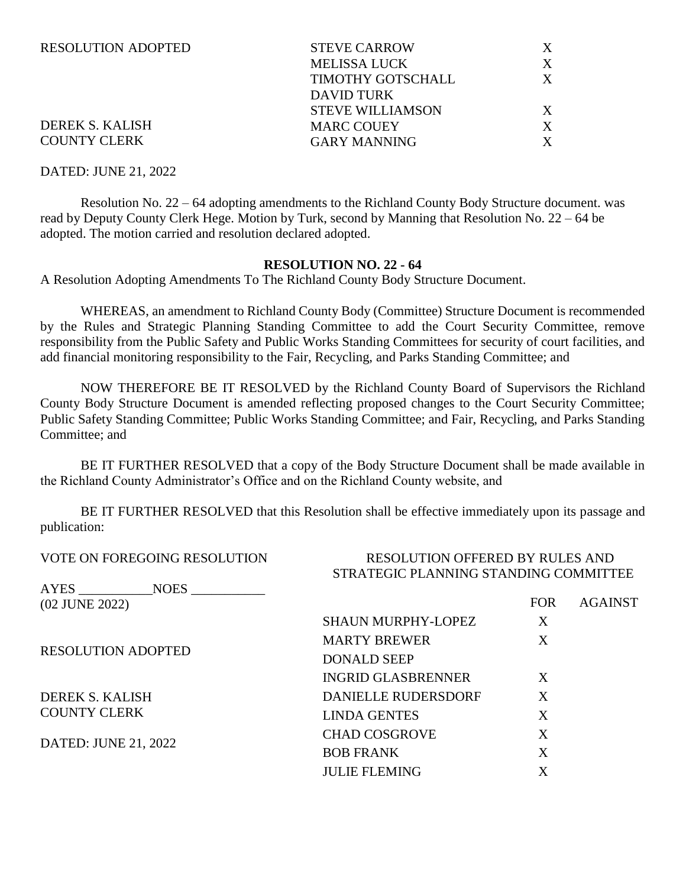| RESOLUTION ADOPTED | STEVE CARROW | X |
|---|---|---|
| | MELISSA LUCK | X |
| | TIMOTHY GOTSCHALL | X |
| | DAVID TURK | |
| | STEVE WILLIAMSON | X |
| DEREK S. KALISH | MARC COUEY | X |
| COUNTY CLERK | GARY MANNING | X |

DATED: JUNE 21, 2022

Resolution No. 22 – 64 adopting amendments to the Richland County Body Structure document. was read by Deputy County Clerk Hege. Motion by Turk, second by Manning that Resolution No. 22 – 64 be adopted. The motion carried and resolution declared adopted.

**RESOLUTION NO. 22 - 64**

A Resolution Adopting Amendments To The Richland County Body Structure Document.

WHEREAS, an amendment to Richland County Body (Committee) Structure Document is recommended by the Rules and Strategic Planning Standing Committee to add the Court Security Committee, remove responsibility from the Public Safety and Public Works Standing Committees for security of court facilities, and add financial monitoring responsibility to the Fair, Recycling, and Parks Standing Committee; and

NOW THEREFORE BE IT RESOLVED by the Richland County Board of Supervisors the Richland County Body Structure Document is amended reflecting proposed changes to the Court Security Committee; Public Safety Standing Committee; Public Works Standing Committee; and Fair, Recycling, and Parks Standing Committee; and

BE IT FURTHER RESOLVED that a copy of the Body Structure Document shall be made available in the Richland County Administrator's Office and on the Richland County website, and

BE IT FURTHER RESOLVED that this Resolution shall be effective immediately upon its passage and publication:

VOTE ON FOREGOING RESOLUTION

AYES ___________NOES ___________

RESOLUTION OFFERED BY RULES AND STRATEGIC PLANNING STANDING COMMITTEE

| | | FOR | AGAINST |
|---|---|---|---|
| (02 JUNE 2022) | SHAUN MURPHY-LOPEZ | X | |
| | MARTY BREWER | X | |
| RESOLUTION ADOPTED | DONALD SEEP | | |
| | INGRID GLASBRENNER | X | |
| DEREK S. KALISH | DANIELLE RUDERSDORF | X | |
| COUNTY CLERK | LINDA GENTES | X | |
| | CHAD COSGROVE | X | |
| DATED: JUNE 21, 2022 | BOB FRANK | X | |
| | JULIE FLEMING | X | |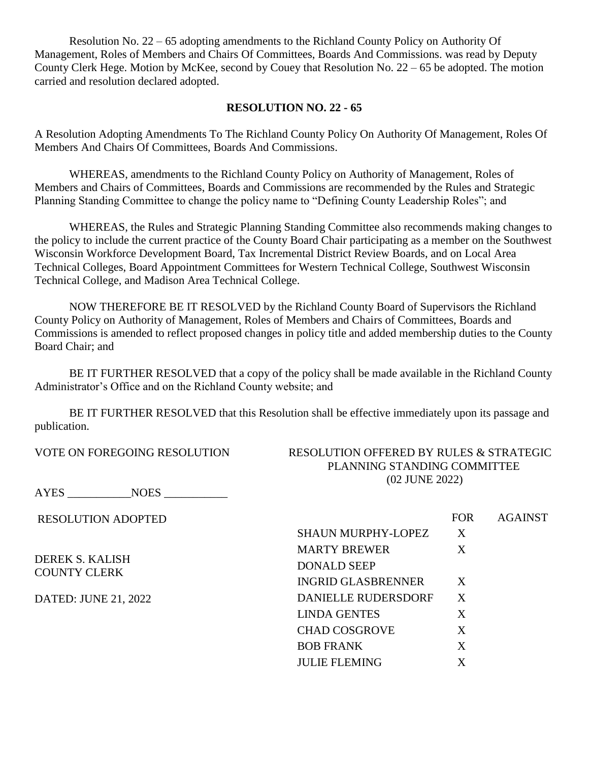Resolution No. 22 – 65 adopting amendments to the Richland County Policy on Authority Of Management, Roles of Members and Chairs Of Committees, Boards And Commissions. was read by Deputy County Clerk Hege. Motion by McKee, second by Couey that Resolution No. 22 – 65 be adopted. The motion carried and resolution declared adopted.

**RESOLUTION NO. 22 - 65**

A Resolution Adopting Amendments To The Richland County Policy On Authority Of Management, Roles Of Members And Chairs Of Committees, Boards And Commissions.

WHEREAS, amendments to the Richland County Policy on Authority of Management, Roles of Members and Chairs of Committees, Boards and Commissions are recommended by the Rules and Strategic Planning Standing Committee to change the policy name to "Defining County Leadership Roles"; and

WHEREAS, the Rules and Strategic Planning Standing Committee also recommends making changes to the policy to include the current practice of the County Board Chair participating as a member on the Southwest Wisconsin Workforce Development Board, Tax Incremental District Review Boards, and on Local Area Technical Colleges, Board Appointment Committees for Western Technical College, Southwest Wisconsin Technical College, and Madison Area Technical College.

NOW THEREFORE BE IT RESOLVED by the Richland County Board of Supervisors the Richland County Policy on Authority of Management, Roles of Members and Chairs of Committees, Boards and Commissions is amended to reflect proposed changes in policy title and added membership duties to the County Board Chair; and

BE IT FURTHER RESOLVED that a copy of the policy shall be made available in the Richland County Administrator's Office and on the Richland County website; and

BE IT FURTHER RESOLVED that this Resolution shall be effective immediately upon its passage and publication.

VOTE ON FOREGOING RESOLUTION

AYES ___________ NOES ___________

RESOLUTION ADOPTED

DEREK S. KALISH
COUNTY CLERK

DATED: JUNE 21, 2022

RESOLUTION OFFERED BY RULES & STRATEGIC PLANNING STANDING COMMITTEE
(02 JUNE 2022)

| | FOR | AGAINST |
|---|---|---|
| SHAUN MURPHY-LOPEZ | X | |
| MARTY BREWER | X | |
| DONALD SEEP | | |
| INGRID GLASBRENNER | X | |
| DANIELLE RUDERSDORF | X | |
| LINDA GENTES | X | |
| CHAD COSGROVE | X | |
| BOB FRANK | X | |
| JULIE FLEMING | X | |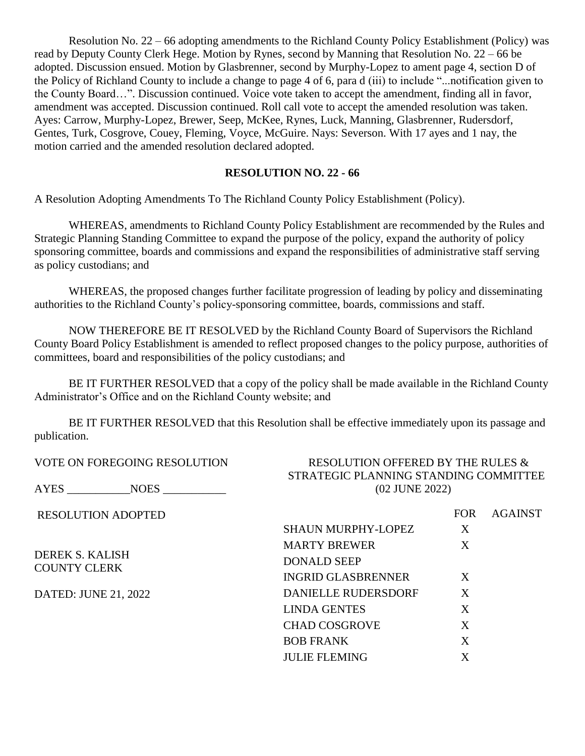Resolution No. 22 – 66 adopting amendments to the Richland County Policy Establishment (Policy) was read by Deputy County Clerk Hege. Motion by Rynes, second by Manning that Resolution No. 22 – 66 be adopted. Discussion ensued. Motion by Glasbrenner, second by Murphy-Lopez to ament page 4, section D of the Policy of Richland County to include a change to page 4 of 6, para d (iii) to include "...notification given to the County Board…". Discussion continued. Voice vote taken to accept the amendment, finding all in favor, amendment was accepted. Discussion continued. Roll call vote to accept the amended resolution was taken. Ayes: Carrow, Murphy-Lopez, Brewer, Seep, McKee, Rynes, Luck, Manning, Glasbrenner, Rudersdorf, Gentes, Turk, Cosgrove, Couey, Fleming, Voyce, McGuire. Nays: Severson. With 17 ayes and 1 nay, the motion carried and the amended resolution declared adopted.

**RESOLUTION NO. 22 - 66**

A Resolution Adopting Amendments To The Richland County Policy Establishment (Policy).

WHEREAS, amendments to Richland County Policy Establishment are recommended by the Rules and Strategic Planning Standing Committee to expand the purpose of the policy, expand the authority of policy sponsoring committee, boards and commissions and expand the responsibilities of administrative staff serving as policy custodians; and

WHEREAS, the proposed changes further facilitate progression of leading by policy and disseminating authorities to the Richland County's policy-sponsoring committee, boards, commissions and staff.

NOW THEREFORE BE IT RESOLVED by the Richland County Board of Supervisors the Richland County Board Policy Establishment is amended to reflect proposed changes to the policy purpose, authorities of committees, board and responsibilities of the policy custodians; and

BE IT FURTHER RESOLVED that a copy of the policy shall be made available in the Richland County Administrator's Office and on the Richland County website; and

BE IT FURTHER RESOLVED that this Resolution shall be effective immediately upon its passage and publication.

VOTE ON FOREGOING RESOLUTION

AYES ___________NOES ___________

RESOLUTION ADOPTED

DEREK S. KALISH
COUNTY CLERK

DATED: JUNE 21, 2022

RESOLUTION OFFERED BY THE RULES & STRATEGIC PLANNING STANDING COMMITTEE
(02 JUNE 2022)

| | FOR | AGAINST |
|---|---|---|
| SHAUN MURPHY-LOPEZ | X | |
| MARTY BREWER | X | |
| DONALD SEEP | | |
| INGRID GLASBRENNER | X | |
| DANIELLE RUDERSDORF | X | |
| LINDA GENTES | X | |
| CHAD COSGROVE | X | |
| BOB FRANK | X | |
| JULIE FLEMING | X | |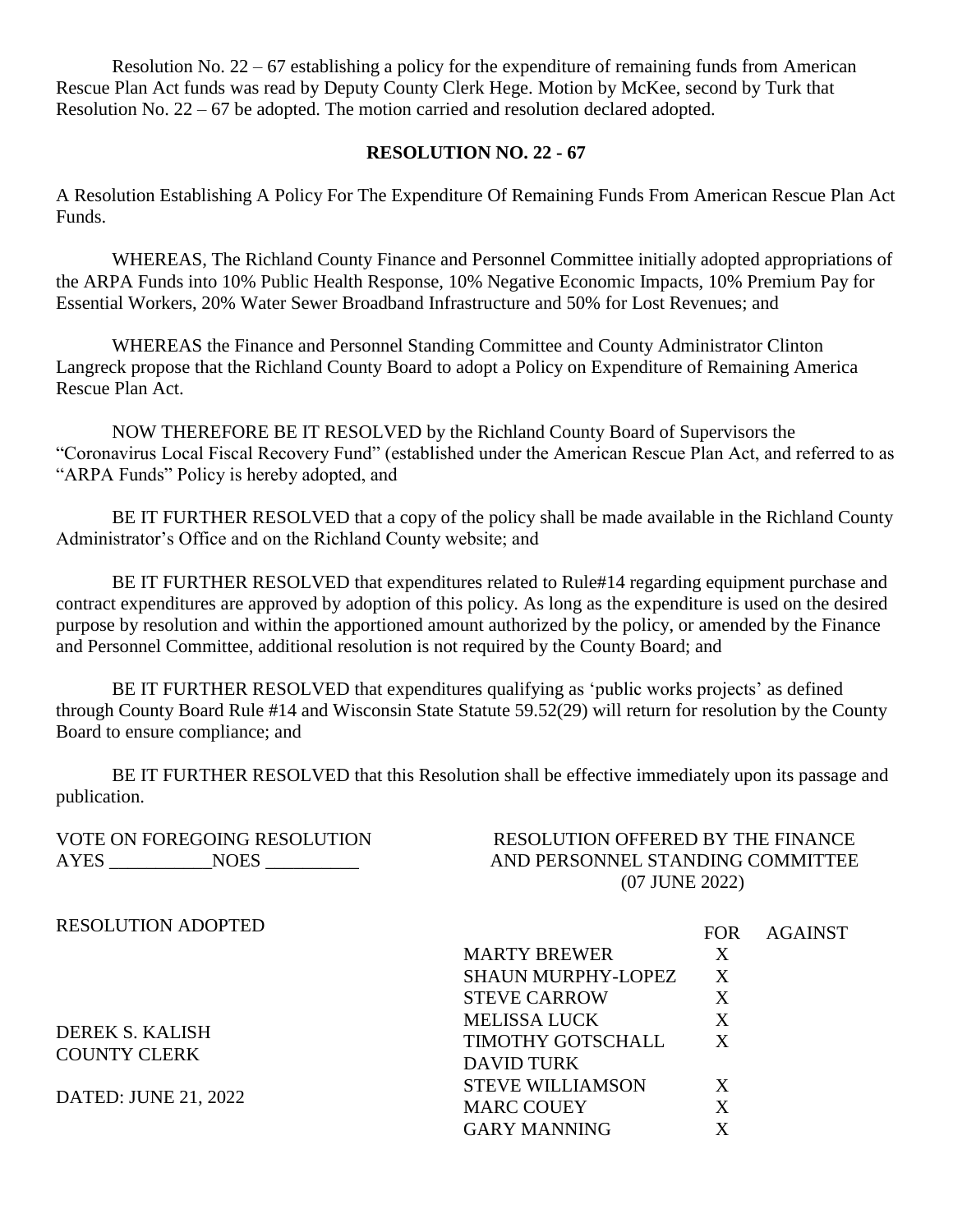Resolution No. 22 – 67 establishing a policy for the expenditure of remaining funds from American Rescue Plan Act funds was read by Deputy County Clerk Hege. Motion by McKee, second by Turk that Resolution No. 22 – 67 be adopted. The motion carried and resolution declared adopted.

**RESOLUTION NO. 22 - 67**

A Resolution Establishing A Policy For The Expenditure Of Remaining Funds From American Rescue Plan Act Funds.

WHEREAS, The Richland County Finance and Personnel Committee initially adopted appropriations of the ARPA Funds into 10% Public Health Response, 10% Negative Economic Impacts, 10% Premium Pay for Essential Workers, 20% Water Sewer Broadband Infrastructure and 50% for Lost Revenues; and

WHEREAS the Finance and Personnel Standing Committee and County Administrator Clinton Langreck propose that the Richland County Board to adopt a Policy on Expenditure of Remaining America Rescue Plan Act.

NOW THEREFORE BE IT RESOLVED by the Richland County Board of Supervisors the "Coronavirus Local Fiscal Recovery Fund" (established under the American Rescue Plan Act, and referred to as "ARPA Funds" Policy is hereby adopted, and

BE IT FURTHER RESOLVED that a copy of the policy shall be made available in the Richland County Administrator's Office and on the Richland County website; and

BE IT FURTHER RESOLVED that expenditures related to Rule#14 regarding equipment purchase and contract expenditures are approved by adoption of this policy. As long as the expenditure is used on the desired purpose by resolution and within the apportioned amount authorized by the policy, or amended by the Finance and Personnel Committee, additional resolution is not required by the County Board; and

BE IT FURTHER RESOLVED that expenditures qualifying as 'public works projects' as defined through County Board Rule #14 and Wisconsin State Statute 59.52(29) will return for resolution by the County Board to ensure compliance; and

BE IT FURTHER RESOLVED that this Resolution shall be effective immediately upon its passage and publication.

VOTE ON FOREGOING RESOLUTION
AYES ___________NOES __________

RESOLUTION OFFERED BY THE FINANCE AND PERSONNEL STANDING COMMITTEE
(07 JUNE 2022)

RESOLUTION ADOPTED

DEREK S. KALISH
COUNTY CLERK

DATED: JUNE 21, 2022

| | FOR | AGAINST |
|---|---|---|
| MARTY BREWER | X | |
| SHAUN MURPHY-LOPEZ | X | |
| STEVE CARROW | X | |
| MELISSA LUCK | X | |
| TIMOTHY GOTSCHALL | X | |
| DAVID TURK | | |
| STEVE WILLIAMSON | X | |
| MARC COUEY | X | |
| GARY MANNING | X | |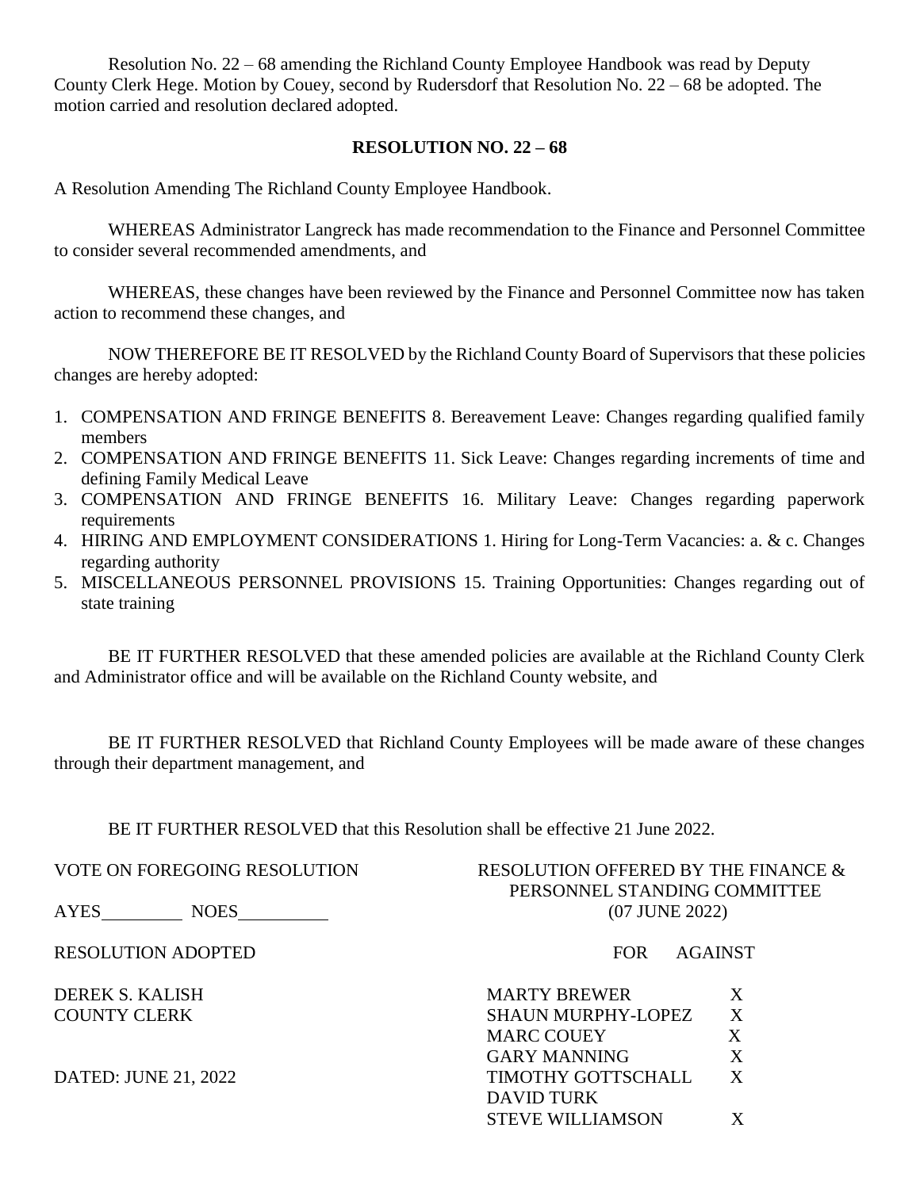Resolution No. 22 – 68 amending the Richland County Employee Handbook was read by Deputy County Clerk Hege. Motion by Couey, second by Rudersdorf that Resolution No. 22 – 68 be adopted. The motion carried and resolution declared adopted.

**RESOLUTION NO. 22 – 68**

A Resolution Amending The Richland County Employee Handbook.

WHEREAS Administrator Langreck has made recommendation to the Finance and Personnel Committee to consider several recommended amendments, and

WHEREAS, these changes have been reviewed by the Finance and Personnel Committee now has taken action to recommend these changes, and

NOW THEREFORE BE IT RESOLVED by the Richland County Board of Supervisors that these policies changes are hereby adopted:

1. COMPENSATION AND FRINGE BENEFITS 8. Bereavement Leave: Changes regarding qualified family members
2. COMPENSATION AND FRINGE BENEFITS 11. Sick Leave: Changes regarding increments of time and defining Family Medical Leave
3. COMPENSATION AND FRINGE BENEFITS 16. Military Leave: Changes regarding paperwork requirements
4. HIRING AND EMPLOYMENT CONSIDERATIONS 1. Hiring for Long-Term Vacancies: a. & c. Changes regarding authority
5. MISCELLANEOUS PERSONNEL PROVISIONS 15. Training Opportunities: Changes regarding out of state training

BE IT FURTHER RESOLVED that these amended policies are available at the Richland County Clerk and Administrator office and will be available on the Richland County website, and

BE IT FURTHER RESOLVED that Richland County Employees will be made aware of these changes through their department management, and

BE IT FURTHER RESOLVED that this Resolution shall be effective 21 June 2022.

VOTE ON FOREGOING RESOLUTION

AYES\_\_\_\_\_\_\_\_ NOES\_\_\_\_\_\_\_\_

RESOLUTION ADOPTED

DEREK S. KALISH
COUNTY CLERK

DATED: JUNE 21, 2022

RESOLUTION OFFERED BY THE FINANCE & PERSONNEL STANDING COMMITTEE
(07 JUNE 2022)

| | FOR | AGAINST |
|---|---|---|
| MARTY BREWER | X | |
| SHAUN MURPHY-LOPEZ | X | |
| MARC COUEY | X | |
| GARY MANNING | X | |
| TIMOTHY GOTTSCHALL | X | |
| DAVID TURK | | |
| STEVE WILLIAMSON | X | |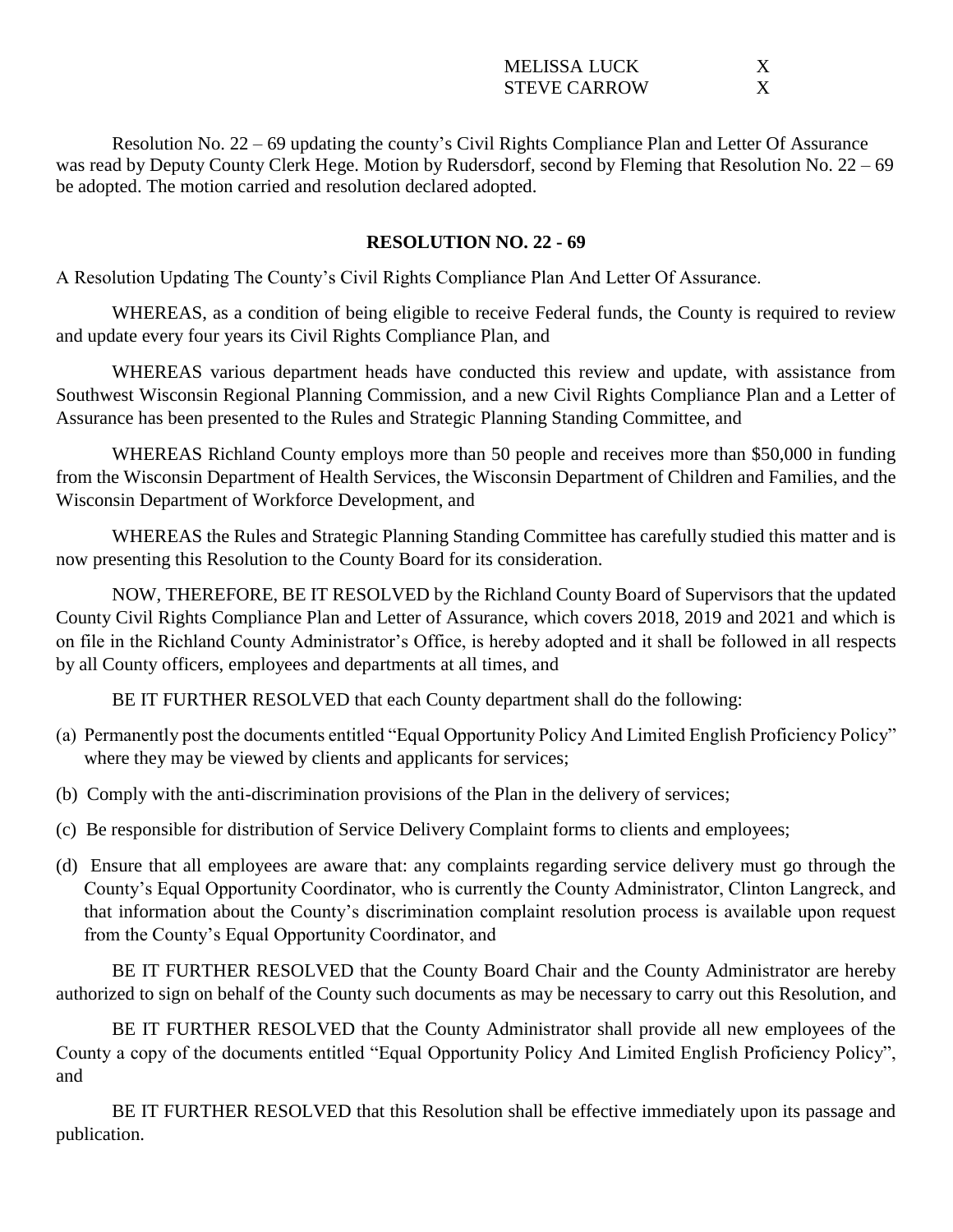| | |
|---|---|
| MELISSA LUCK | X |
| STEVE CARROW | X |

Resolution No. 22 – 69 updating the county's Civil Rights Compliance Plan and Letter Of Assurance was read by Deputy County Clerk Hege. Motion by Rudersdorf, second by Fleming that Resolution No. 22 – 69 be adopted. The motion carried and resolution declared adopted.

**RESOLUTION NO. 22 - 69**

A Resolution Updating The County's Civil Rights Compliance Plan And Letter Of Assurance.

WHEREAS, as a condition of being eligible to receive Federal funds, the County is required to review and update every four years its Civil Rights Compliance Plan, and

WHEREAS various department heads have conducted this review and update, with assistance from Southwest Wisconsin Regional Planning Commission, and a new Civil Rights Compliance Plan and a Letter of Assurance has been presented to the Rules and Strategic Planning Standing Committee, and

WHEREAS Richland County employs more than 50 people and receives more than $50,000 in funding from the Wisconsin Department of Health Services, the Wisconsin Department of Children and Families, and the Wisconsin Department of Workforce Development, and

WHEREAS the Rules and Strategic Planning Standing Committee has carefully studied this matter and is now presenting this Resolution to the County Board for its consideration.

NOW, THEREFORE, BE IT RESOLVED by the Richland County Board of Supervisors that the updated County Civil Rights Compliance Plan and Letter of Assurance, which covers 2018, 2019 and 2021 and which is on file in the Richland County Administrator's Office, is hereby adopted and it shall be followed in all respects by all County officers, employees and departments at all times, and

BE IT FURTHER RESOLVED that each County department shall do the following:

(a) Permanently post the documents entitled "Equal Opportunity Policy And Limited English Proficiency Policy" where they may be viewed by clients and applicants for services;

(b) Comply with the anti-discrimination provisions of the Plan in the delivery of services;

(c) Be responsible for distribution of Service Delivery Complaint forms to clients and employees;

(d) Ensure that all employees are aware that: any complaints regarding service delivery must go through the County's Equal Opportunity Coordinator, who is currently the County Administrator, Clinton Langreck, and that information about the County's discrimination complaint resolution process is available upon request from the County's Equal Opportunity Coordinator, and

BE IT FURTHER RESOLVED that the County Board Chair and the County Administrator are hereby authorized to sign on behalf of the County such documents as may be necessary to carry out this Resolution, and

BE IT FURTHER RESOLVED that the County Administrator shall provide all new employees of the County a copy of the documents entitled "Equal Opportunity Policy And Limited English Proficiency Policy", and

BE IT FURTHER RESOLVED that this Resolution shall be effective immediately upon its passage and publication.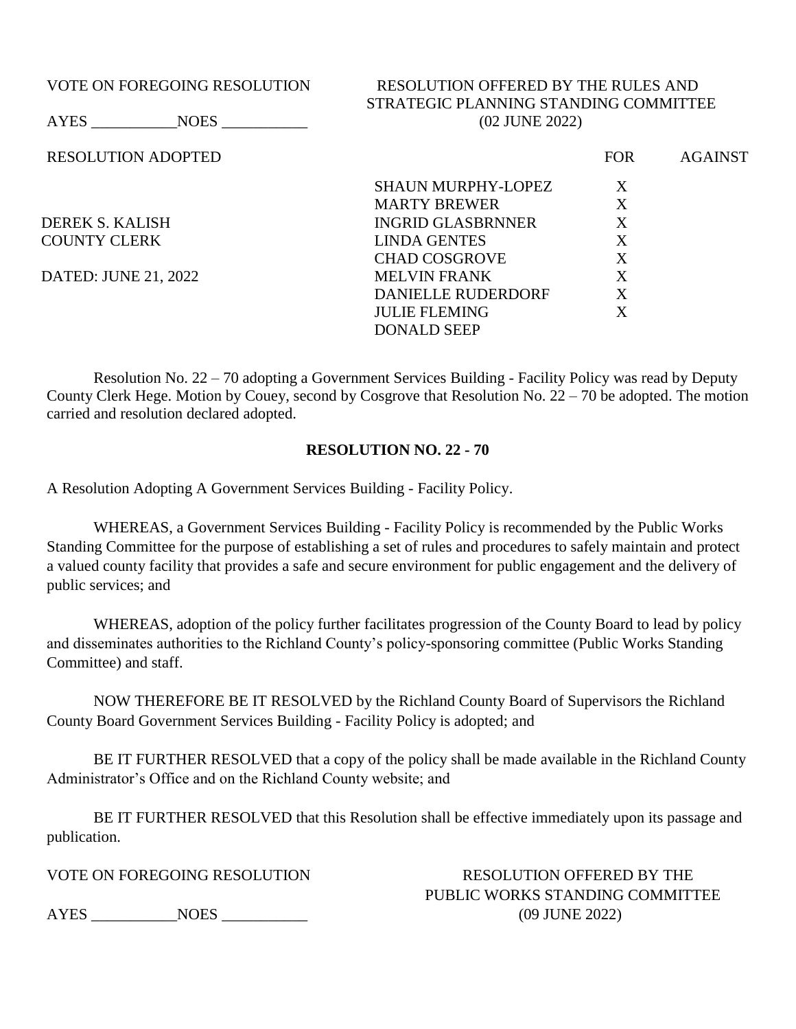VOTE ON FOREGOING RESOLUTION

AYES ___________NOES ___________

RESOLUTION ADOPTED

DEREK S. KALISH
COUNTY CLERK

DATED: JUNE 21, 2022

RESOLUTION OFFERED BY THE RULES AND STRATEGIC PLANNING STANDING COMMITTEE
(02 JUNE 2022)

| | FOR | AGAINST |
|---|---|---|
| SHAUN MURPHY-LOPEZ | X | |
| MARTY BREWER | X | |
| INGRID GLASBRNNER | X | |
| LINDA GENTES | X | |
| CHAD COSGROVE | X | |
| MELVIN FRANK | X | |
| DANIELLE RUDERDORF | X | |
| JULIE FLEMING | X | |
| DONALD SEEP | | |

Resolution No. 22 – 70 adopting a Government Services Building - Facility Policy was read by Deputy County Clerk Hege. Motion by Couey, second by Cosgrove that Resolution No. 22 – 70 be adopted. The motion carried and resolution declared adopted.

**RESOLUTION NO. 22 - 70**

A Resolution Adopting A Government Services Building - Facility Policy.

WHEREAS, a Government Services Building - Facility Policy is recommended by the Public Works Standing Committee for the purpose of establishing a set of rules and procedures to safely maintain and protect a valued county facility that provides a safe and secure environment for public engagement and the delivery of public services; and

WHEREAS, adoption of the policy further facilitates progression of the County Board to lead by policy and disseminates authorities to the Richland County's policy-sponsoring committee (Public Works Standing Committee) and staff.

NOW THEREFORE BE IT RESOLVED by the Richland County Board of Supervisors the Richland County Board Government Services Building - Facility Policy is adopted; and

BE IT FURTHER RESOLVED that a copy of the policy shall be made available in the Richland County Administrator's Office and on the Richland County website; and

BE IT FURTHER RESOLVED that this Resolution shall be effective immediately upon its passage and publication.

VOTE ON FOREGOING RESOLUTION

AYES ___________NOES ___________

RESOLUTION OFFERED BY THE PUBLIC WORKS STANDING COMMITTEE
(09 JUNE 2022)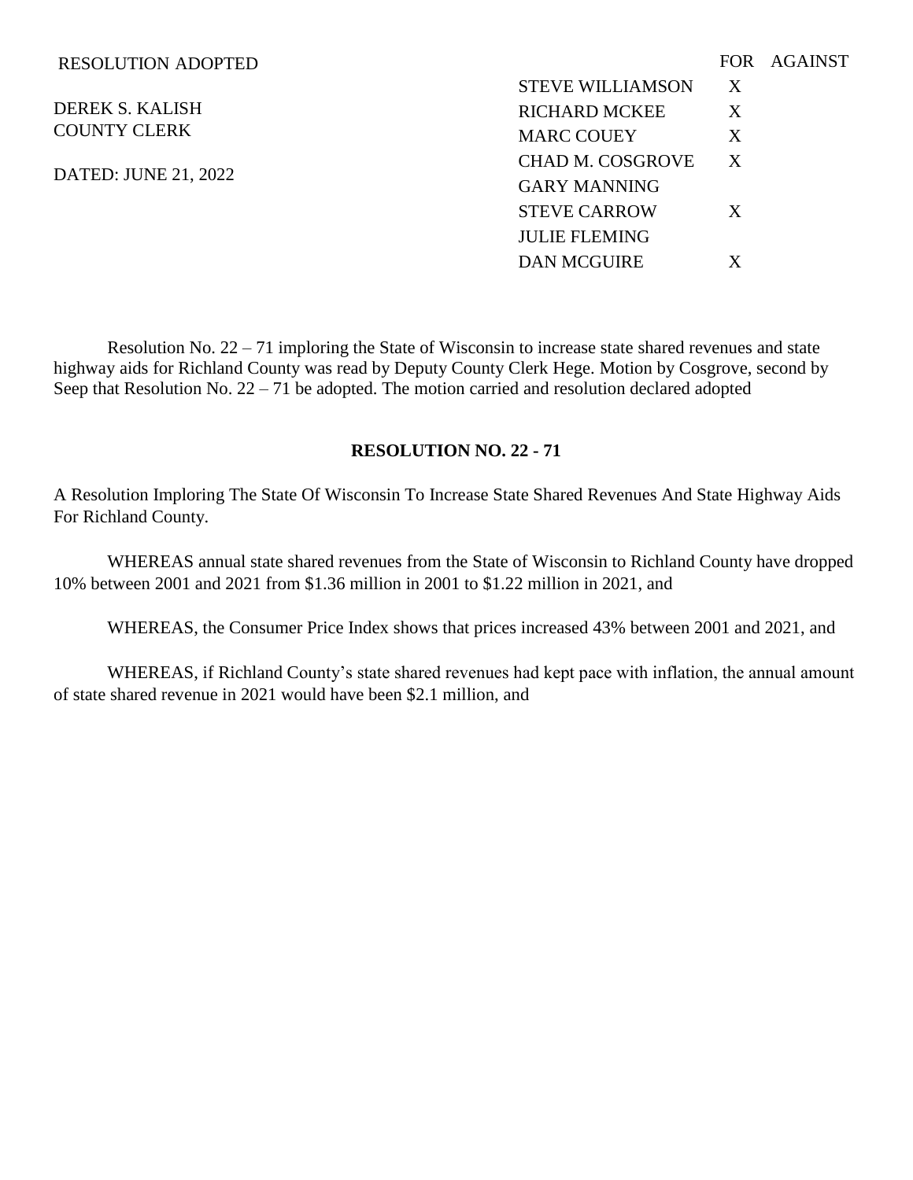RESOLUTION ADOPTED

DEREK S. KALISH
COUNTY CLERK

DATED: JUNE 21, 2022

| | FOR | AGAINST |
|---|---|---|
| STEVE WILLIAMSON | X | |
| RICHARD MCKEE | X | |
| MARC COUEY | X | |
| CHAD M. COSGROVE | X | |
| GARY MANNING | | |
| STEVE CARROW | X | |
| JULIE FLEMING | | |
| DAN MCGUIRE | X | |

Resolution No. 22 – 71 imploring the State of Wisconsin to increase state shared revenues and state highway aids for Richland County was read by Deputy County Clerk Hege. Motion by Cosgrove, second by Seep that Resolution No. 22 – 71 be adopted. The motion carried and resolution declared adopted

**RESOLUTION NO. 22 - 71**

A Resolution Imploring The State Of Wisconsin To Increase State Shared Revenues And State Highway Aids For Richland County.

WHEREAS annual state shared revenues from the State of Wisconsin to Richland County have dropped 10% between 2001 and 2021 from $1.36 million in 2001 to $1.22 million in 2021, and

WHEREAS, the Consumer Price Index shows that prices increased 43% between 2001 and 2021, and

WHEREAS, if Richland County's state shared revenues had kept pace with inflation, the annual amount of state shared revenue in 2021 would have been $2.1 million, and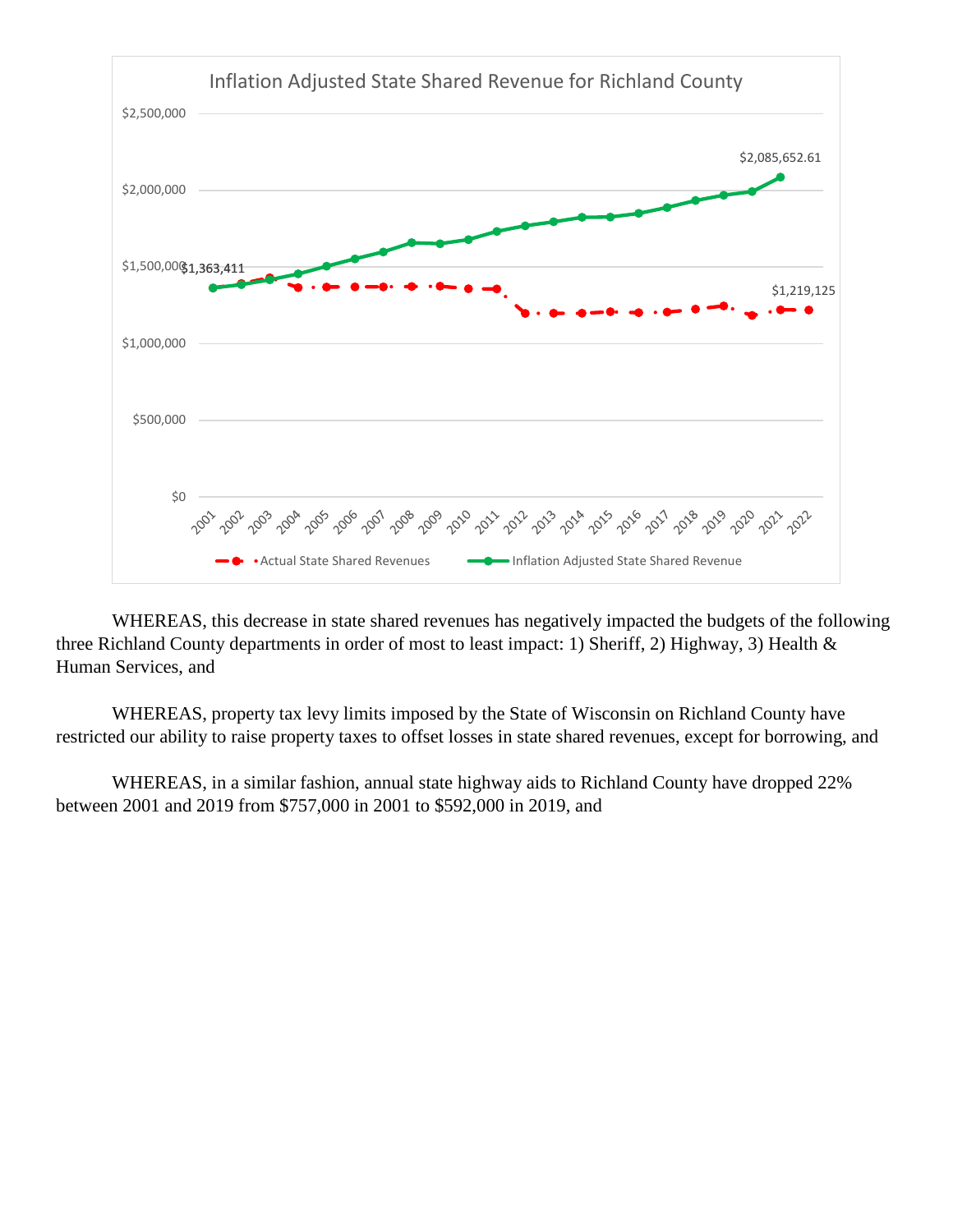**Inflation Adjusted State Shared Revenue for Richland County**

| Label | Value |
|---|---|
| Actual State Shared Revenues, 2001 | $1,363,411 |
| Actual State Shared Revenues, 2022 | $1,219,125 |
| Inflation Adjusted State Shared Revenue, 2021 | $2,085,652.61 |

Legend: Actual State Shared Revenues; Inflation Adjusted State Shared Revenue

Y-axis: $0 to $2,500,000. X-axis: years 2001–2022.

WHEREAS, this decrease in state shared revenues has negatively impacted the budgets of the following three Richland County departments in order of most to least impact: 1) Sheriff, 2) Highway, 3) Health & Human Services, and

WHEREAS, property tax levy limits imposed by the State of Wisconsin on Richland County have restricted our ability to raise property taxes to offset losses in state shared revenues, except for borrowing, and

WHEREAS, in a similar fashion, annual state highway aids to Richland County have dropped 22% between 2001 and 2019 from $757,000 in 2001 to $592,000 in 2019, and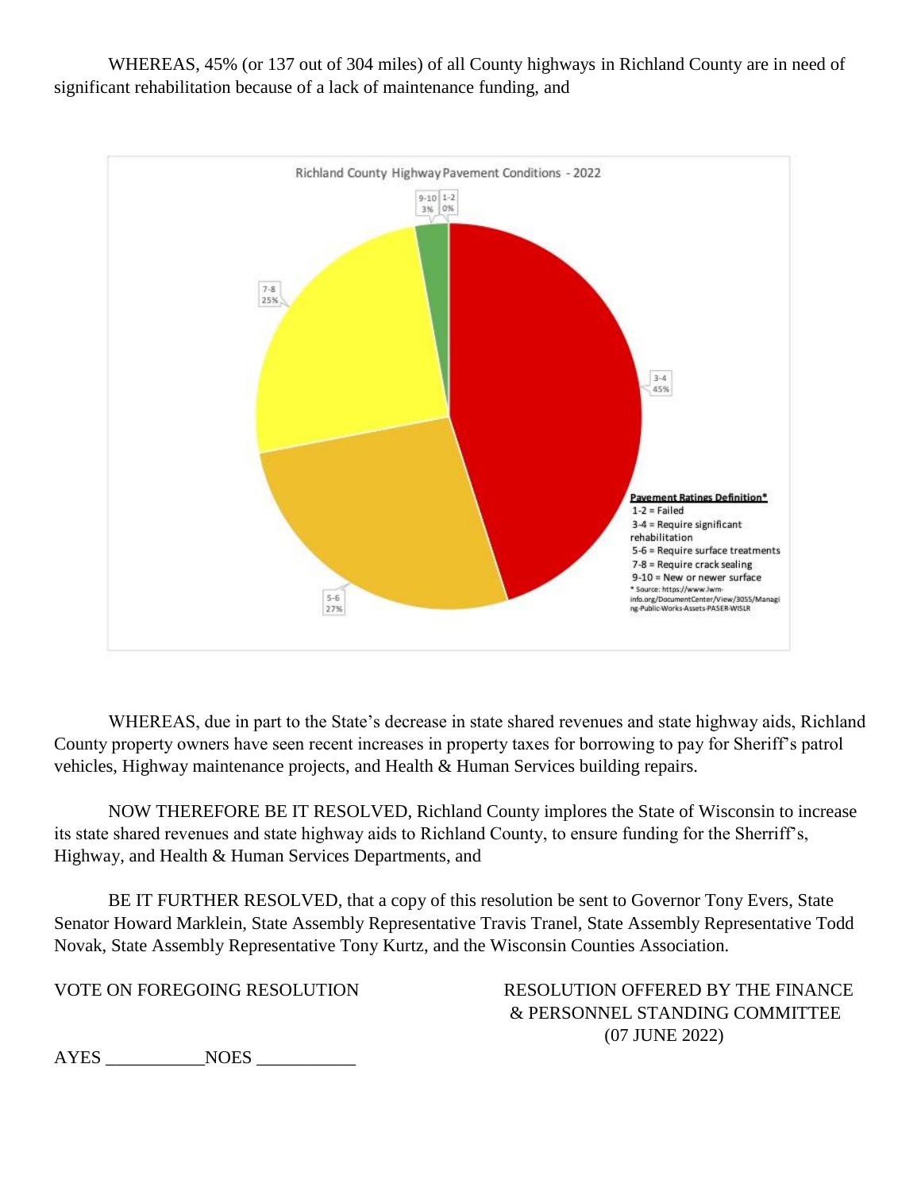WHEREAS, 45% (or 137 out of 304 miles) of all County highways in Richland County are in need of significant rehabilitation because of a lack of maintenance funding, and

Richland County Highway Pavement Conditions - 2022

| Rating | Percent |
| --- | --- |
| 1-2 | 0% |
| 3-4 | 45% |
| 5-6 | 27% |
| 7-8 | 25% |
| 9-10 | 3% |

**Pavement Ratings Definition***
- 1-2 = Failed
- 3-4 = Require significant rehabilitation
- 5-6 = Require surface treatments
- 7-8 = Require crack sealing
- 9-10 = New or newer surface

* Source: https://www.lwm-info.org/DocumentCenter/View/3055/Managing-Public-Works-Assets-PASER-WISLR

WHEREAS, due in part to the State's decrease in state shared revenues and state highway aids, Richland County property owners have seen recent increases in property taxes for borrowing to pay for Sheriff's patrol vehicles, Highway maintenance projects, and Health & Human Services building repairs.

NOW THEREFORE BE IT RESOLVED, Richland County implores the State of Wisconsin to increase its state shared revenues and state highway aids to Richland County, to ensure funding for the Sherriff's, Highway, and Health & Human Services Departments, and

BE IT FURTHER RESOLVED, that a copy of this resolution be sent to Governor Tony Evers, State Senator Howard Marklein, State Assembly Representative Travis Tranel, State Assembly Representative Todd Novak, State Assembly Representative Tony Kurtz, and the Wisconsin Counties Association.

VOTE ON FOREGOING RESOLUTION

AYES ___________NOES ___________

RESOLUTION OFFERED BY THE FINANCE & PERSONNEL STANDING COMMITTEE
(07 JUNE 2022)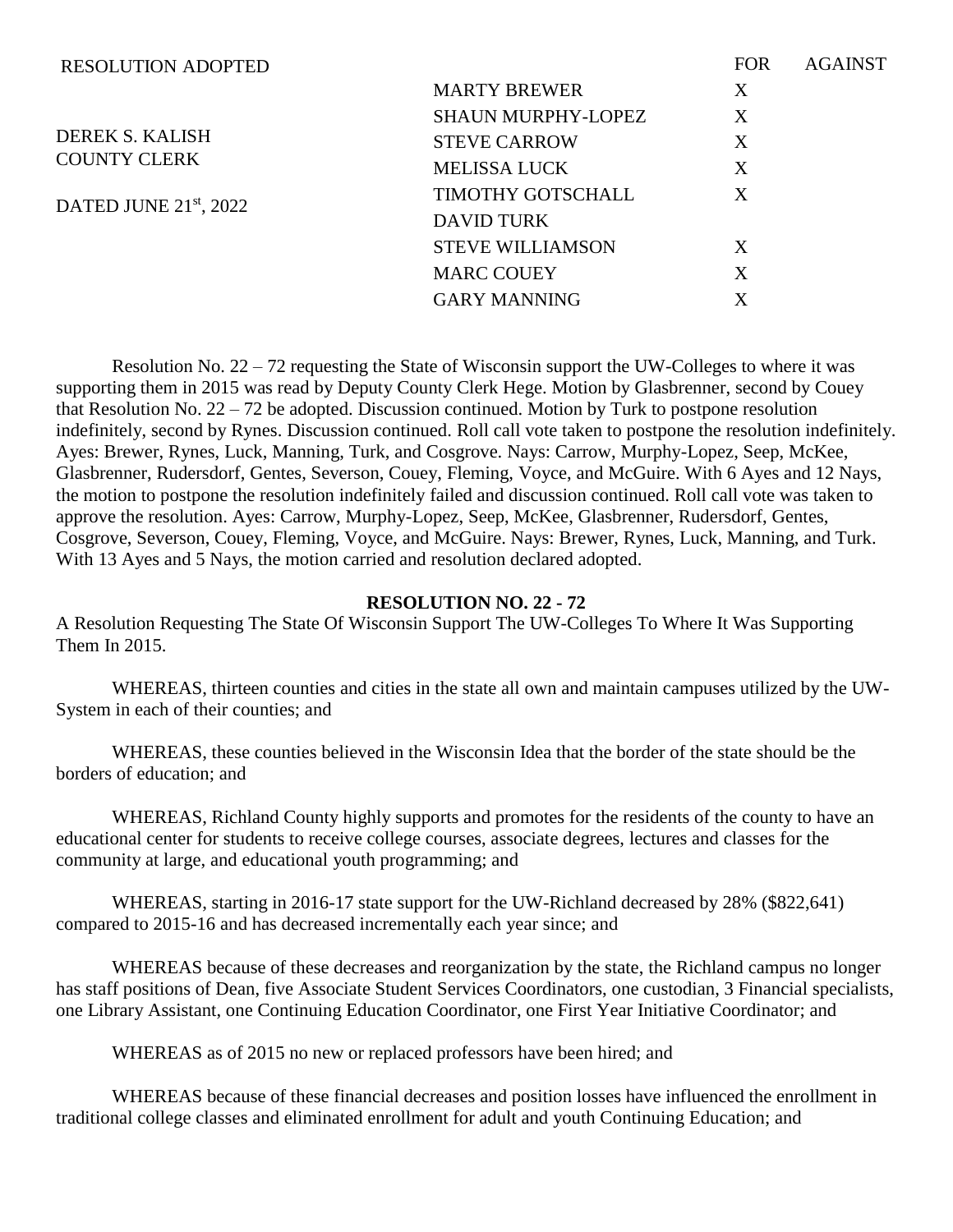RESOLUTION ADOPTED

DEREK S. KALISH
COUNTY CLERK

DATED JUNE 21st, 2022

| | FOR | AGAINST |
|---|---|---|
| MARTY BREWER | X | |
| SHAUN MURPHY-LOPEZ | X | |
| STEVE CARROW | X | |
| MELISSA LUCK | X | |
| TIMOTHY GOTSCHALL | X | |
| DAVID TURK | | |
| STEVE WILLIAMSON | X | |
| MARC COUEY | X | |
| GARY MANNING | X | |

Resolution No. 22 – 72 requesting the State of Wisconsin support the UW-Colleges to where it was supporting them in 2015 was read by Deputy County Clerk Hege. Motion by Glasbrenner, second by Couey that Resolution No. 22 – 72 be adopted. Discussion continued. Motion by Turk to postpone resolution indefinitely, second by Rynes. Discussion continued. Roll call vote taken to postpone the resolution indefinitely. Ayes: Brewer, Rynes, Luck, Manning, Turk, and Cosgrove. Nays: Carrow, Murphy-Lopez, Seep, McKee, Glasbrenner, Rudersdorf, Gentes, Severson, Couey, Fleming, Voyce, and McGuire. With 6 Ayes and 12 Nays, the motion to postpone the resolution indefinitely failed and discussion continued. Roll call vote was taken to approve the resolution. Ayes: Carrow, Murphy-Lopez, Seep, McKee, Glasbrenner, Rudersdorf, Gentes, Cosgrove, Severson, Couey, Fleming, Voyce, and McGuire. Nays: Brewer, Rynes, Luck, Manning, and Turk. With 13 Ayes and 5 Nays, the motion carried and resolution declared adopted.

**RESOLUTION NO. 22 - 72**

A Resolution Requesting The State Of Wisconsin Support The UW-Colleges To Where It Was Supporting Them In 2015.

WHEREAS, thirteen counties and cities in the state all own and maintain campuses utilized by the UW-System in each of their counties; and

WHEREAS, these counties believed in the Wisconsin Idea that the border of the state should be the borders of education; and

WHEREAS, Richland County highly supports and promotes for the residents of the county to have an educational center for students to receive college courses, associate degrees, lectures and classes for the community at large, and educational youth programming; and

WHEREAS, starting in 2016-17 state support for the UW-Richland decreased by 28% ($822,641) compared to 2015-16 and has decreased incrementally each year since; and

WHEREAS because of these decreases and reorganization by the state, the Richland campus no longer has staff positions of Dean, five Associate Student Services Coordinators, one custodian, 3 Financial specialists, one Library Assistant, one Continuing Education Coordinator, one First Year Initiative Coordinator; and

WHEREAS as of 2015 no new or replaced professors have been hired; and

WHEREAS because of these financial decreases and position losses have influenced the enrollment in traditional college classes and eliminated enrollment for adult and youth Continuing Education; and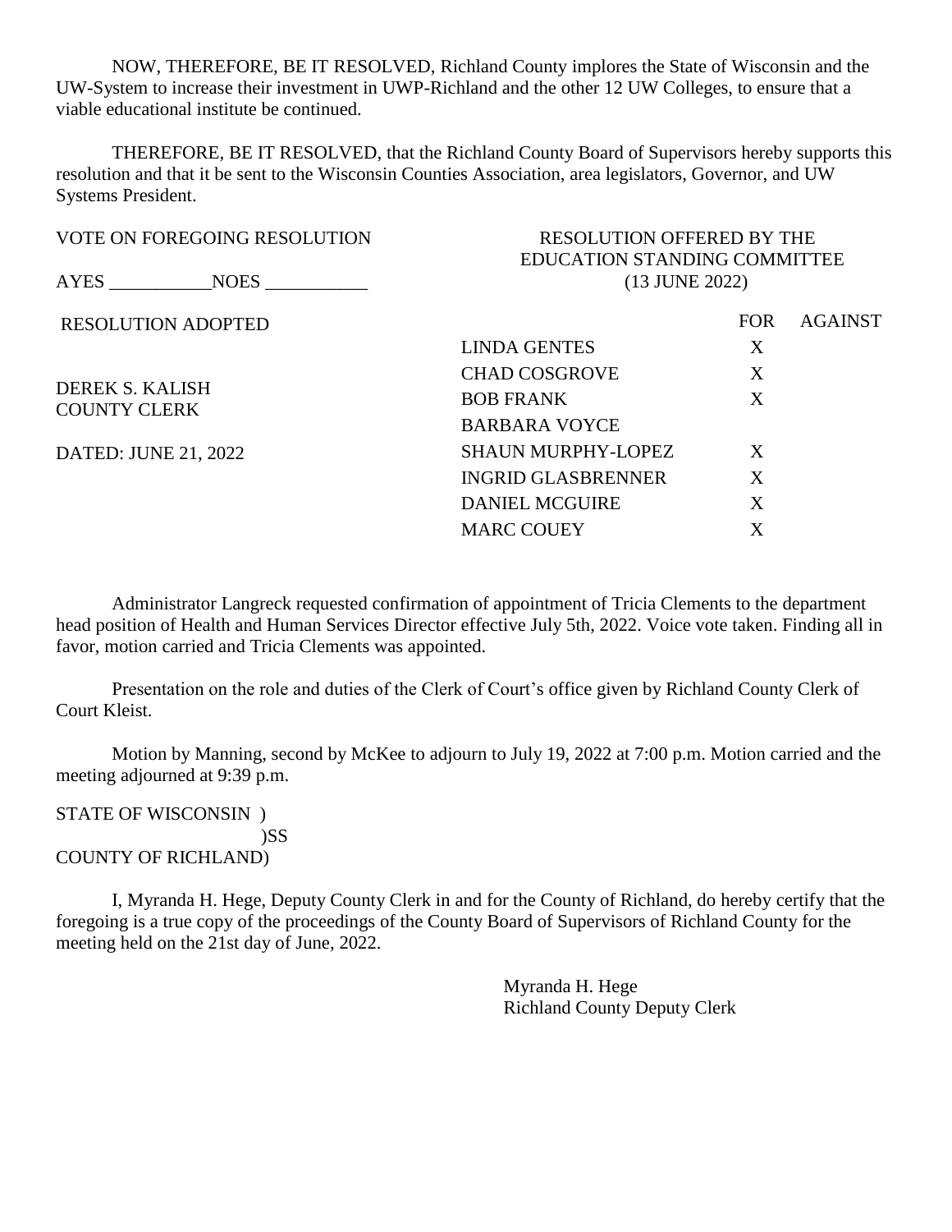NOW, THEREFORE, BE IT RESOLVED, Richland County implores the State of Wisconsin and the UW-System to increase their investment in UWP-Richland and the other 12 UW Colleges, to ensure that a viable educational institute be continued.

THEREFORE, BE IT RESOLVED, that the Richland County Board of Supervisors hereby supports this resolution and that it be sent to the Wisconsin Counties Association, area legislators, Governor, and UW Systems President.

VOTE ON FOREGOING RESOLUTION

AYES \_\_\_\_\_\_\_\_\_\_\_NOES \_\_\_\_\_\_\_\_\_\_\_

RESOLUTION ADOPTED

DEREK S. KALISH
COUNTY CLERK

DATED: JUNE 21, 2022

RESOLUTION OFFERED BY THE
EDUCATION STANDING COMMITTEE
(13 JUNE 2022)

| | FOR | AGAINST |
|---|---|---|
| LINDA GENTES | X | |
| CHAD COSGROVE | X | |
| BOB FRANK | X | |
| BARBARA VOYCE | | |
| SHAUN MURPHY-LOPEZ | X | |
| INGRID GLASBRENNER | X | |
| DANIEL MCGUIRE | X | |
| MARC COUEY | X | |

Administrator Langreck requested confirmation of appointment of Tricia Clements to the department head position of Health and Human Services Director effective July 5th, 2022. Voice vote taken. Finding all in favor, motion carried and Tricia Clements was appointed.

Presentation on the role and duties of the Clerk of Court's office given by Richland County Clerk of Court Kleist.

Motion by Manning, second by McKee to adjourn to July 19, 2022 at 7:00 p.m. Motion carried and the meeting adjourned at 9:39 p.m.

STATE OF WISCONSIN )
)SS
COUNTY OF RICHLAND)

I, Myranda H. Hege, Deputy County Clerk in and for the County of Richland, do hereby certify that the foregoing is a true copy of the proceedings of the County Board of Supervisors of Richland County for the meeting held on the 21st day of June, 2022.

Myranda H. Hege
Richland County Deputy Clerk